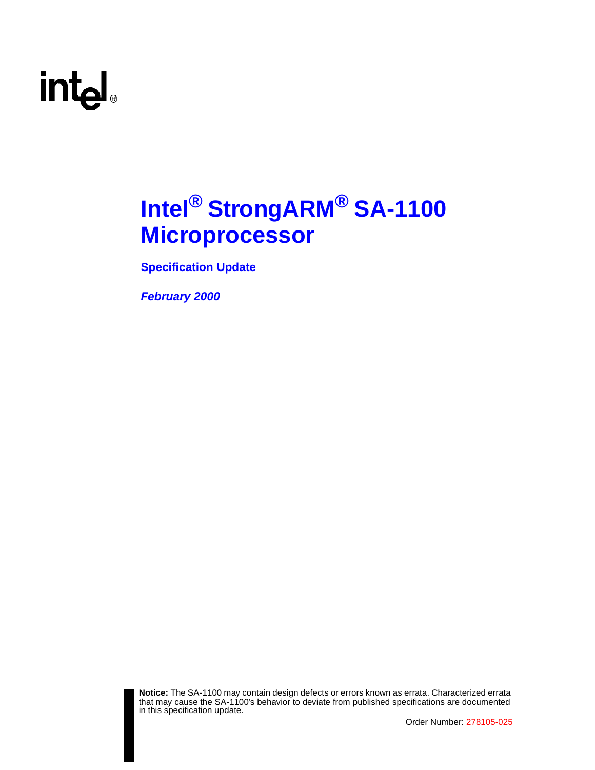# Intel® StrongARM® SA-1100 Microprocessor

**Specification Update**

***February 2000***

**Notice:** The SA-1100 may contain design defects or errors known as errata. Characterized errata that may cause the SA-1100's behavior to deviate from published specifications are documented in this specification update.

Order Number: 278105-025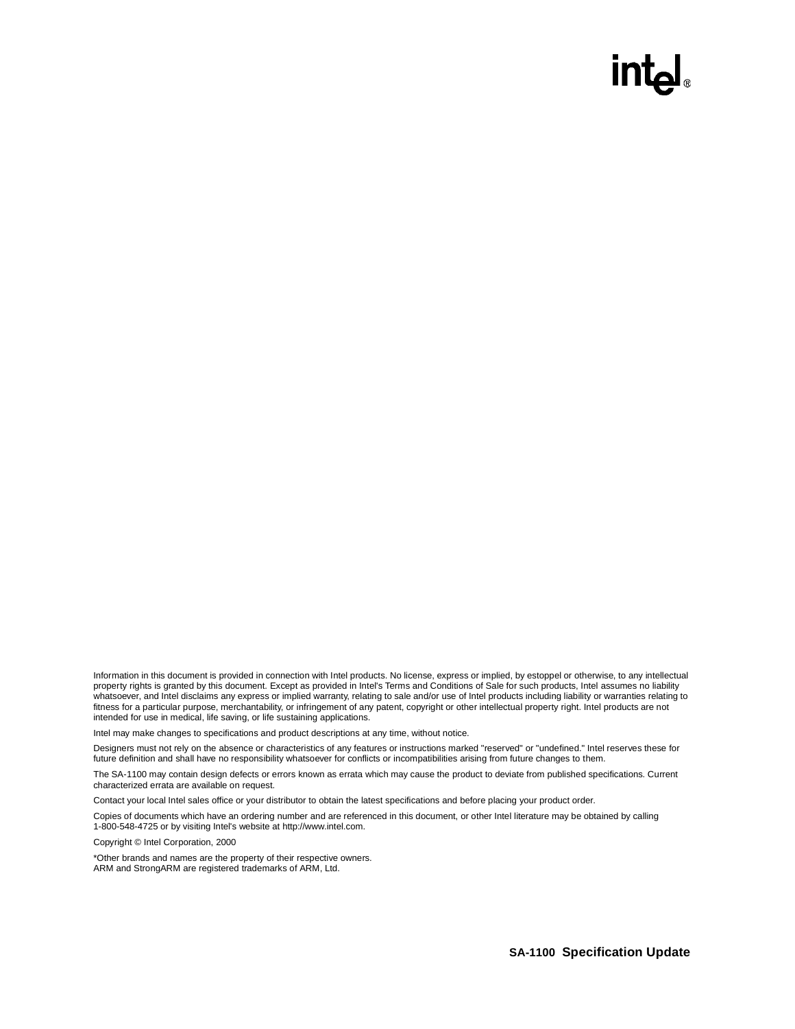Information in this document is provided in connection with Intel products. No license, express or implied, by estoppel or otherwise, to any intellectual property rights is granted by this document. Except as provided in Intel's Terms and Conditions of Sale for such products, Intel assumes no liability whatsoever, and Intel disclaims any express or implied warranty, relating to sale and/or use of Intel products including liability or warranties relating to fitness for a particular purpose, merchantability, or infringement of any patent, copyright or other intellectual property right. Intel products are not intended for use in medical, life saving, or life sustaining applications.

Intel may make changes to specifications and product descriptions at any time, without notice.

Designers must not rely on the absence or characteristics of any features or instructions marked "reserved" or "undefined." Intel reserves these for future definition and shall have no responsibility whatsoever for conflicts or incompatibilities arising from future changes to them.

The SA-1100 may contain design defects or errors known as errata which may cause the product to deviate from published specifications. Current characterized errata are available on request.

Contact your local Intel sales office or your distributor to obtain the latest specifications and before placing your product order.

Copies of documents which have an ordering number and are referenced in this document, or other Intel literature may be obtained by calling 1-800-548-4725 or by visiting Intel's website at http://www.intel.com.

Copyright © Intel Corporation, 2000

*Other brands and names are the property of their respective owners.
ARM and StrongARM are registered trademarks of ARM, Ltd.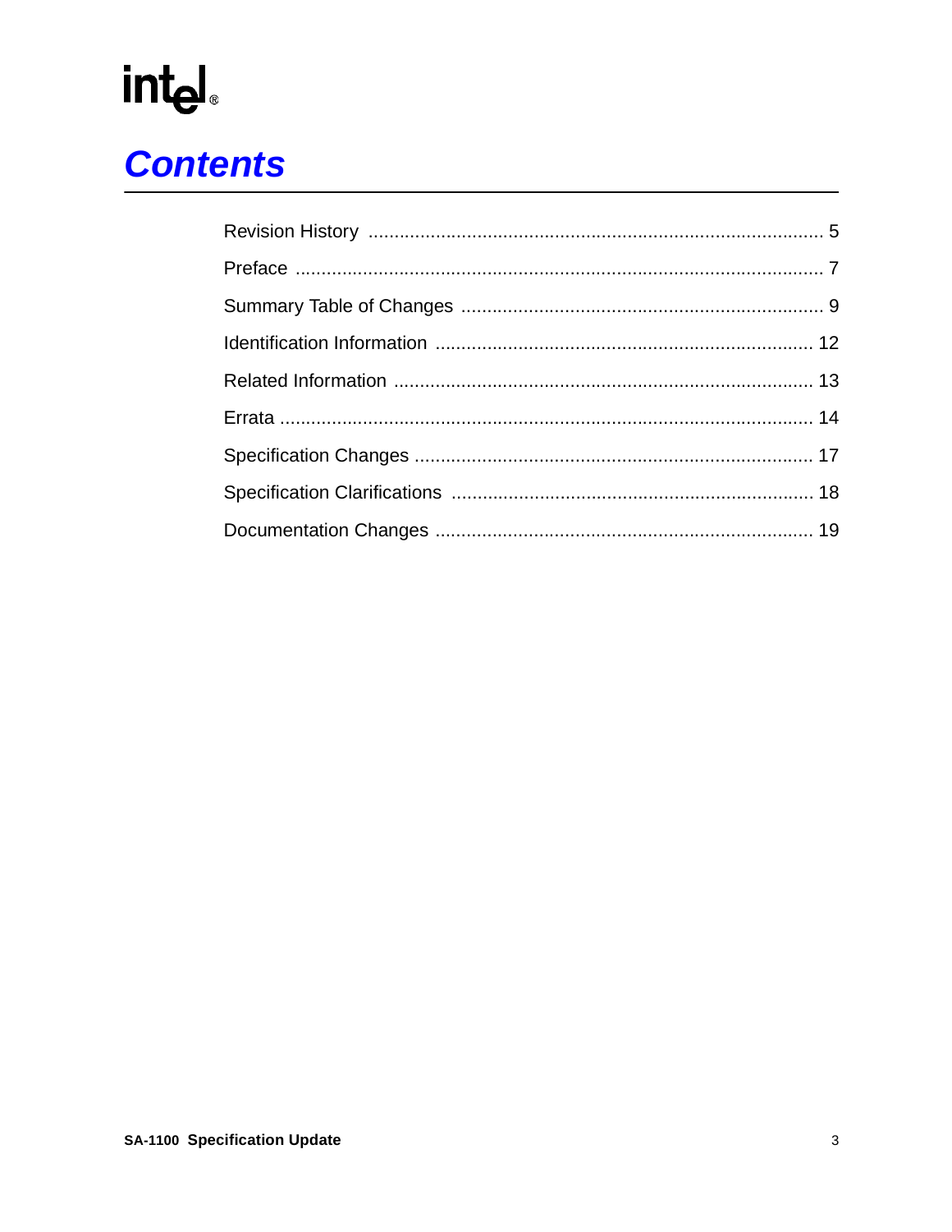# Contents

Revision History ........................................................................................ 5

Preface ..................................................................................................... 7

Summary Table of Changes ...................................................................... 9

Identification Information ........................................................................ 12

Related Information ................................................................................ 13

Errata ...................................................................................................... 14

Specification Changes ............................................................................ 17

Specification Clarifications ..................................................................... 18

Documentation Changes ........................................................................ 19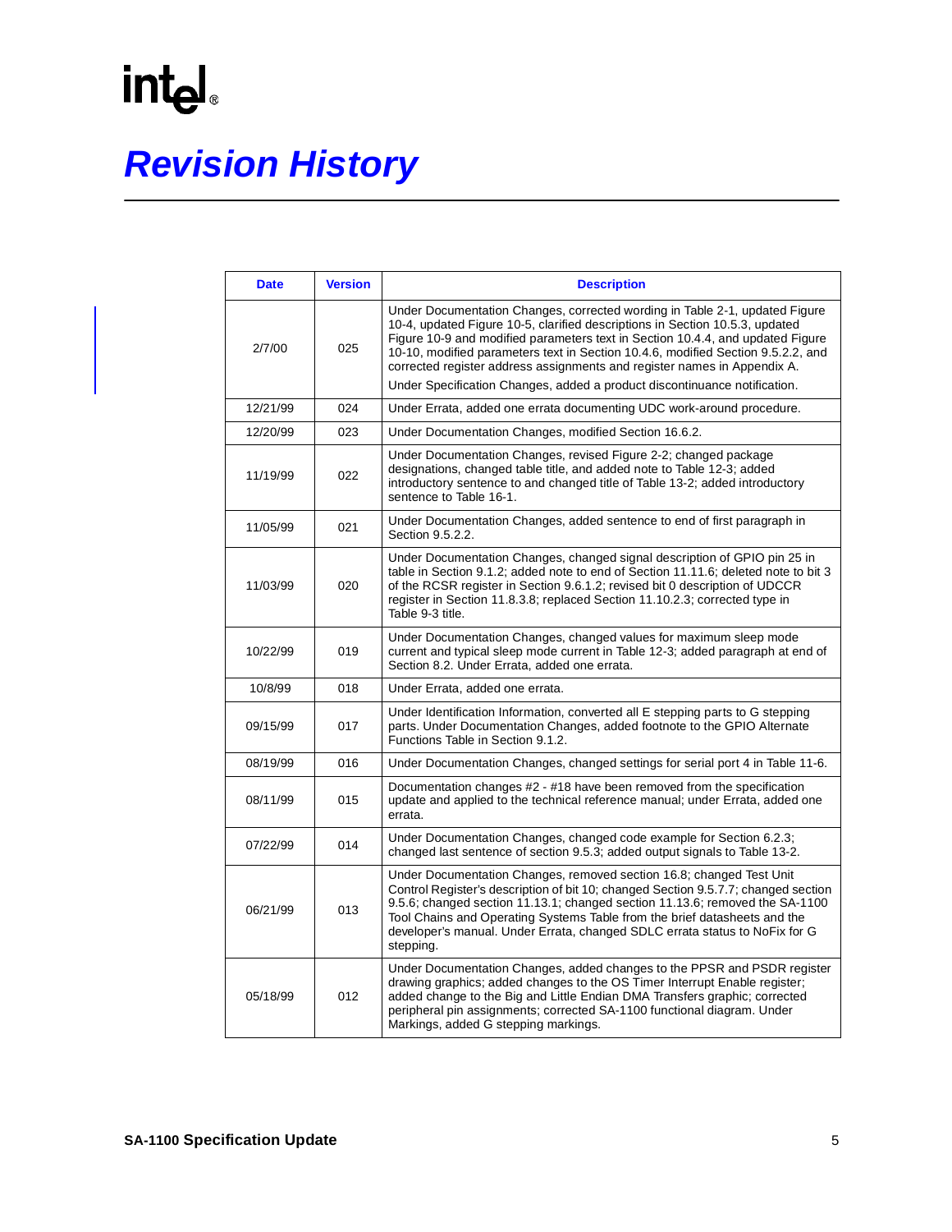# Revision History

| Date | Version | Description |
|---|---|---|
| 2/7/00 | 025 | Under Documentation Changes, corrected wording in Table 2-1, updated Figure 10-4, updated Figure 10-5, clarified descriptions in Section 10.5.3, updated Figure 10-9 and modified parameters text in Section 10.4.4, and updated Figure 10-10, modified parameters text in Section 10.4.6, modified Section 9.5.2.2, and corrected register address assignments and register names in Appendix A. Under Specification Changes, added a product discontinuance notification. |
| 12/21/99 | 024 | Under Errata, added one errata documenting UDC work-around procedure. |
| 12/20/99 | 023 | Under Documentation Changes, modified Section 16.6.2. |
| 11/19/99 | 022 | Under Documentation Changes, revised Figure 2-2; changed package designations, changed table title, and added note to Table 12-3; added introductory sentence to and changed title of Table 13-2; added introductory sentence to Table 16-1. |
| 11/05/99 | 021 | Under Documentation Changes, added sentence to end of first paragraph in Section 9.5.2.2. |
| 11/03/99 | 020 | Under Documentation Changes, changed signal description of GPIO pin 25 in table in Section 9.1.2; added note to end of Section 11.11.6; deleted note to bit 3 of the RCSR register in Section 9.6.1.2; revised bit 0 description of UDCCR register in Section 11.8.3.8; replaced Section 11.10.2.3; corrected type in Table 9-3 title. |
| 10/22/99 | 019 | Under Documentation Changes, changed values for maximum sleep mode current and typical sleep mode current in Table 12-3; added paragraph at end of Section 8.2. Under Errata, added one errata. |
| 10/8/99 | 018 | Under Errata, added one errata. |
| 09/15/99 | 017 | Under Identification Information, converted all E stepping parts to G stepping parts. Under Documentation Changes, added footnote to the GPIO Alternate Functions Table in Section 9.1.2. |
| 08/19/99 | 016 | Under Documentation Changes, changed settings for serial port 4 in Table 11-6. |
| 08/11/99 | 015 | Documentation changes #2 - #18 have been removed from the specification update and applied to the technical reference manual; under Errata, added one errata. |
| 07/22/99 | 014 | Under Documentation Changes, changed code example for Section 6.2.3; changed last sentence of section 9.5.3; added output signals to Table 13-2. |
| 06/21/99 | 013 | Under Documentation Changes, removed section 16.8; changed Test Unit Control Register's description of bit 10; changed Section 9.5.7.7; changed section 9.5.6; changed section 11.13.1; changed section 11.13.6; removed the SA-1100 Tool Chains and Operating Systems Table from the brief datasheets and the developer's manual. Under Errata, changed SDLC errata status to NoFix for G stepping. |
| 05/18/99 | 012 | Under Documentation Changes, added changes to the PPSR and PSDR register drawing graphics; added changes to the OS Timer Interrupt Enable register; added change to the Big and Little Endian DMA Transfers graphic; corrected peripheral pin assignments; corrected SA-1100 functional diagram. Under Markings, added G stepping markings. |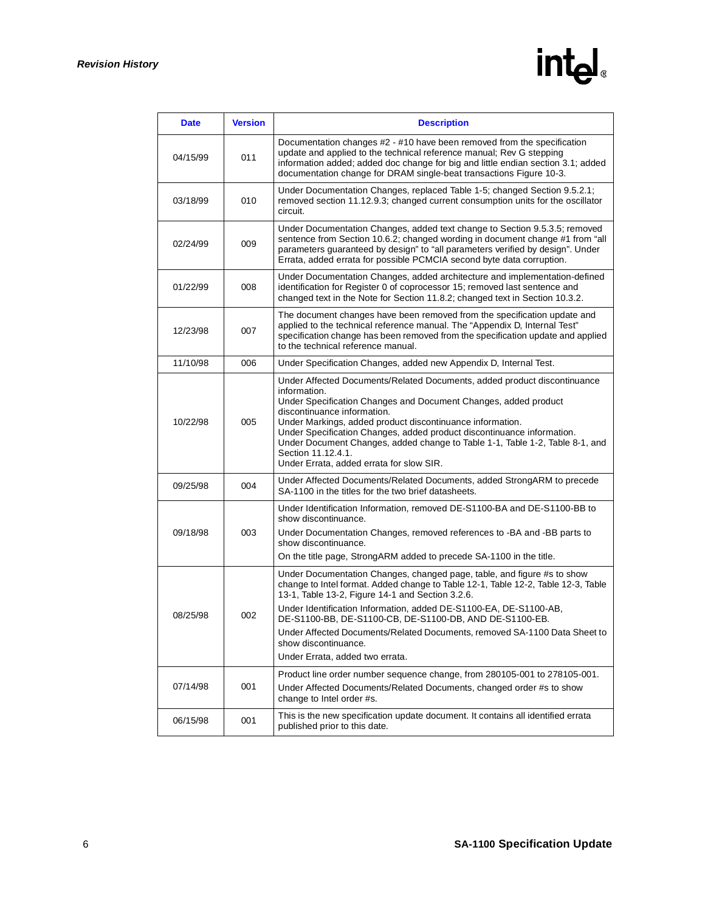| Date | Version | Description |
|---|---|---|
| 04/15/99 | 011 | Documentation changes #2 - #10 have been removed from the specification update and applied to the technical reference manual; Rev G stepping information added; added doc change for big and little endian section 3.1; added documentation change for DRAM single-beat transactions Figure 10-3. |
| 03/18/99 | 010 | Under Documentation Changes, replaced Table 1-5; changed Section 9.5.2.1; removed section 11.12.9.3; changed current consumption units for the oscillator circuit. |
| 02/24/99 | 009 | Under Documentation Changes, added text change to Section 9.5.3.5; removed sentence from Section 10.6.2; changed wording in document change #1 from "all parameters guaranteed by design" to "all parameters verified by design". Under Errata, added errata for possible PCMCIA second byte data corruption. |
| 01/22/99 | 008 | Under Documentation Changes, added architecture and implementation-defined identification for Register 0 of coprocessor 15; removed last sentence and changed text in the Note for Section 11.8.2; changed text in Section 10.3.2. |
| 12/23/98 | 007 | The document changes have been removed from the specification update and applied to the technical reference manual. The "Appendix D, Internal Test" specification change has been removed from the specification update and applied to the technical reference manual. |
| 11/10/98 | 006 | Under Specification Changes, added new Appendix D, Internal Test. |
| 10/22/98 | 005 | Under Affected Documents/Related Documents, added product discontinuance information.<br>Under Specification Changes and Document Changes, added product discontinuance information.<br>Under Markings, added product discontinuance information.<br>Under Specification Changes, added product discontinuance information.<br>Under Document Changes, added change to Table 1-1, Table 1-2, Table 8-1, and Section 11.12.4.1.<br>Under Errata, added errata for slow SIR. |
| 09/25/98 | 004 | Under Affected Documents/Related Documents, added StrongARM to precede SA-1100 in the titles for the two brief datasheets. |
| 09/18/98 | 003 | Under Identification Information, removed DE-S1100-BA and DE-S1100-BB to show discontinuance.<br>Under Documentation Changes, removed references to -BA and -BB parts to show discontinuance.<br>On the title page, StrongARM added to precede SA-1100 in the title. |
| 08/25/98 | 002 | Under Documentation Changes, changed page, table, and figure #s to show change to Intel format. Added change to Table 12-1, Table 12-2, Table 12-3, Table 13-1, Table 13-2, Figure 14-1 and Section 3.2.6.<br>Under Identification Information, added DE-S1100-EA, DE-S1100-AB, DE-S1100-BB, DE-S1100-CB, DE-S1100-DB, AND DE-S1100-EB.<br>Under Affected Documents/Related Documents, removed SA-1100 Data Sheet to show discontinuance.<br>Under Errata, added two errata. |
| 07/14/98 | 001 | Product line order number sequence change, from 280105-001 to 278105-001.<br>Under Affected Documents/Related Documents, changed order #s to show change to Intel order #s. |
| 06/15/98 | 001 | This is the new specification update document. It contains all identified errata published prior to this date. |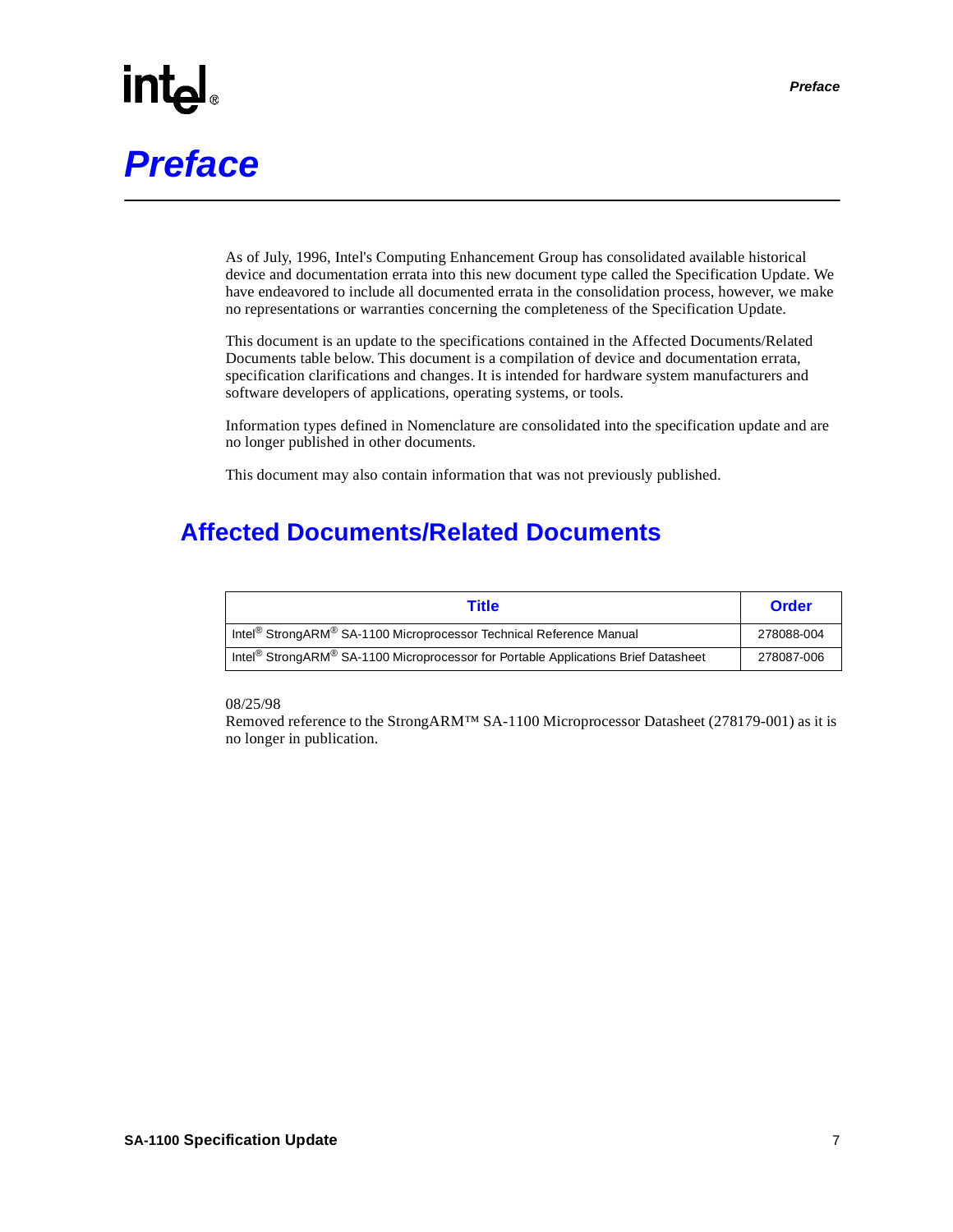# Preface

As of July, 1996, Intel's Computing Enhancement Group has consolidated available historical device and documentation errata into this new document type called the Specification Update. We have endeavored to include all documented errata in the consolidation process, however, we make no representations or warranties concerning the completeness of the Specification Update.

This document is an update to the specifications contained in the Affected Documents/Related Documents table below. This document is a compilation of device and documentation errata, specification clarifications and changes. It is intended for hardware system manufacturers and software developers of applications, operating systems, or tools.

Information types defined in Nomenclature are consolidated into the specification update and are no longer published in other documents.

This document may also contain information that was not previously published.

## Affected Documents/Related Documents

| Title | Order |
|---|---|
| Intel® StrongARM® SA-1100 Microprocessor Technical Reference Manual | 278088-004 |
| Intel® StrongARM® SA-1100 Microprocessor for Portable Applications Brief Datasheet | 278087-006 |

08/25/98
Removed reference to the StrongARM™ SA-1100 Microprocessor Datasheet (278179-001) as it is no longer in publication.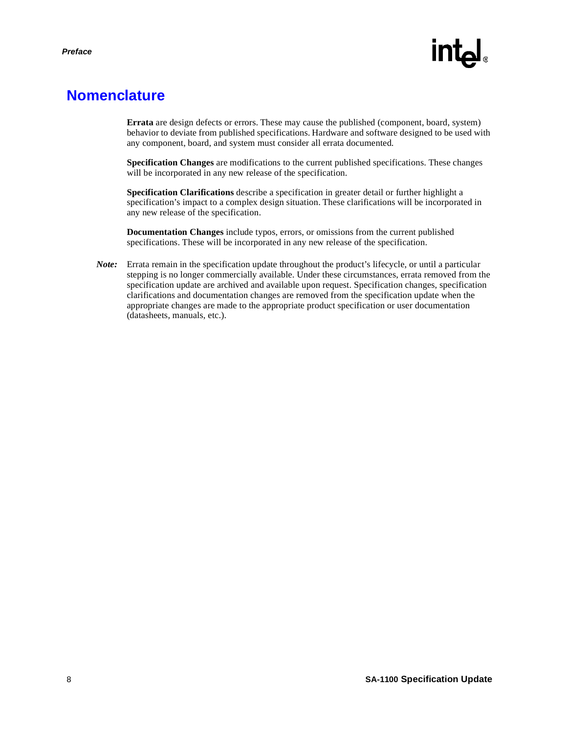# Nomenclature

**Errata** are design defects or errors. These may cause the published (component, board, system) behavior to deviate from published specifications. Hardware and software designed to be used with any component, board, and system must consider all errata documented.

**Specification Changes** are modifications to the current published specifications. These changes will be incorporated in any new release of the specification.

**Specification Clarifications** describe a specification in greater detail or further highlight a specification's impact to a complex design situation. These clarifications will be incorporated in any new release of the specification.

**Documentation Changes** include typos, errors, or omissions from the current published specifications. These will be incorporated in any new release of the specification.

***Note:*** Errata remain in the specification update throughout the product's lifecycle, or until a particular stepping is no longer commercially available. Under these circumstances, errata removed from the specification update are archived and available upon request. Specification changes, specification clarifications and documentation changes are removed from the specification update when the appropriate changes are made to the appropriate product specification or user documentation (datasheets, manuals, etc.).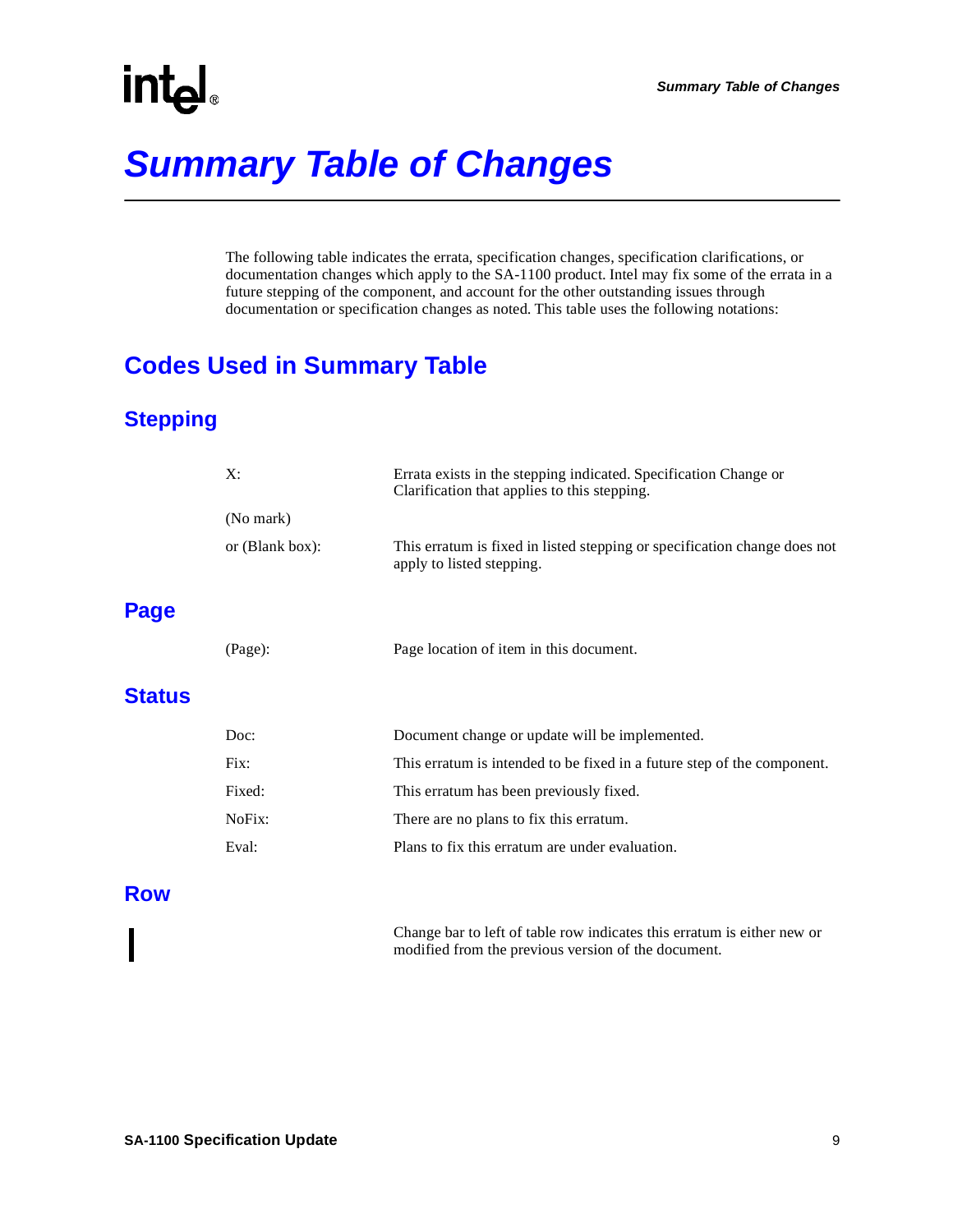# Summary Table of Changes

The following table indicates the errata, specification changes, specification clarifications, or documentation changes which apply to the SA-1100 product. Intel may fix some of the errata in a future stepping of the component, and account for the other outstanding issues through documentation or specification changes as noted. This table uses the following notations:

## Codes Used in Summary Table

### Stepping

X: Errata exists in the stepping indicated. Specification Change or Clarification that applies to this stepping.

(No mark)

or (Blank box): This erratum is fixed in listed stepping or specification change does not apply to listed stepping.

### Page

(Page): Page location of item in this document.

### Status

Doc: Document change or update will be implemented.

Fix: This erratum is intended to be fixed in a future step of the component.

Fixed: This erratum has been previously fixed.

NoFix: There are no plans to fix this erratum.

Eval: Plans to fix this erratum are under evaluation.

### Row

| Change bar to left of table row indicates this erratum is either new or modified from the previous version of the document.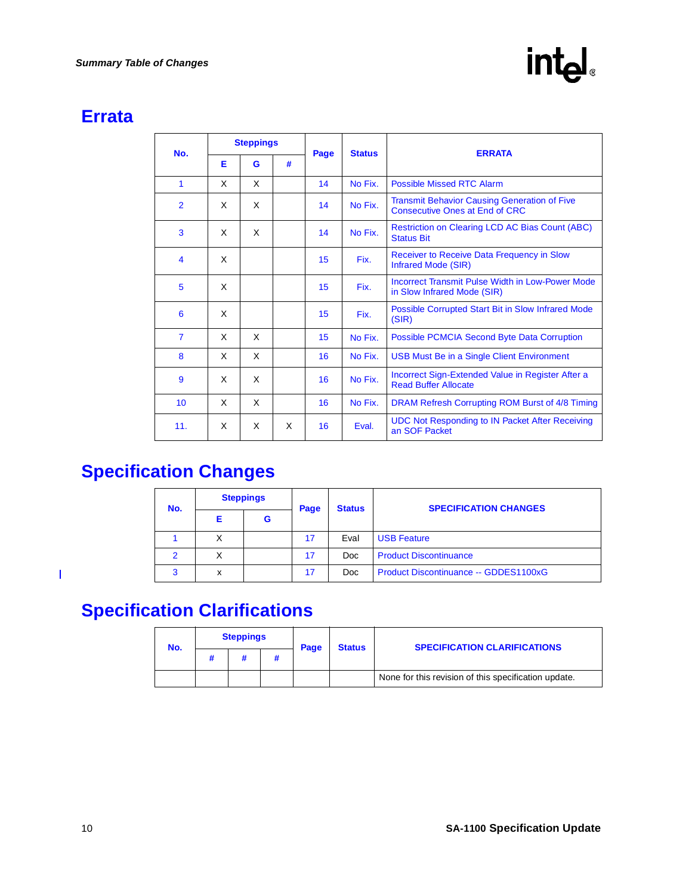## Errata

| No. | Steppings | | | Page | Status | ERRATA |
|---|---|---|---|---|---|---|
| | E | G | # | | | |
| 1 | X | X | | 14 | No Fix. | Possible Missed RTC Alarm |
| 2 | X | X | | 14 | No Fix. | Transmit Behavior Causing Generation of Five Consecutive Ones at End of CRC |
| 3 | X | X | | 14 | No Fix. | Restriction on Clearing LCD AC Bias Count (ABC) Status Bit |
| 4 | X | | | 15 | Fix. | Receiver to Receive Data Frequency in Slow Infrared Mode (SIR) |
| 5 | X | | | 15 | Fix. | Incorrect Transmit Pulse Width in Low-Power Mode in Slow Infrared Mode (SIR) |
| 6 | X | | | 15 | Fix. | Possible Corrupted Start Bit in Slow Infrared Mode (SIR) |
| 7 | X | X | | 15 | No Fix. | Possible PCMCIA Second Byte Data Corruption |
| 8 | X | X | | 16 | No Fix. | USB Must Be in a Single Client Environment |
| 9 | X | X | | 16 | No Fix. | Incorrect Sign-Extended Value in Register After a Read Buffer Allocate |
| 10 | X | X | | 16 | No Fix. | DRAM Refresh Corrupting ROM Burst of 4/8 Timing |
| 11. | X | X | X | 16 | Eval. | UDC Not Responding to IN Packet After Receiving an SOF Packet |

## Specification Changes

| No. | Steppings | | Page | Status | SPECIFICATION CHANGES |
|---|---|---|---|---|---|
| | E | G | | | |
| 1 | X | | 17 | Eval | USB Feature |
| 2 | X | | 17 | Doc | Product Discontinuance |
| 3 | x | | 17 | Doc | Product Discontinuance -- GDDES1100xG |

## Specification Clarifications

| No. | Steppings | | | Page | Status | SPECIFICATION CLARIFICATIONS |
|---|---|---|---|---|---|---|
| | # | # | # | | | |
| | | | | | | None for this revision of this specification update. |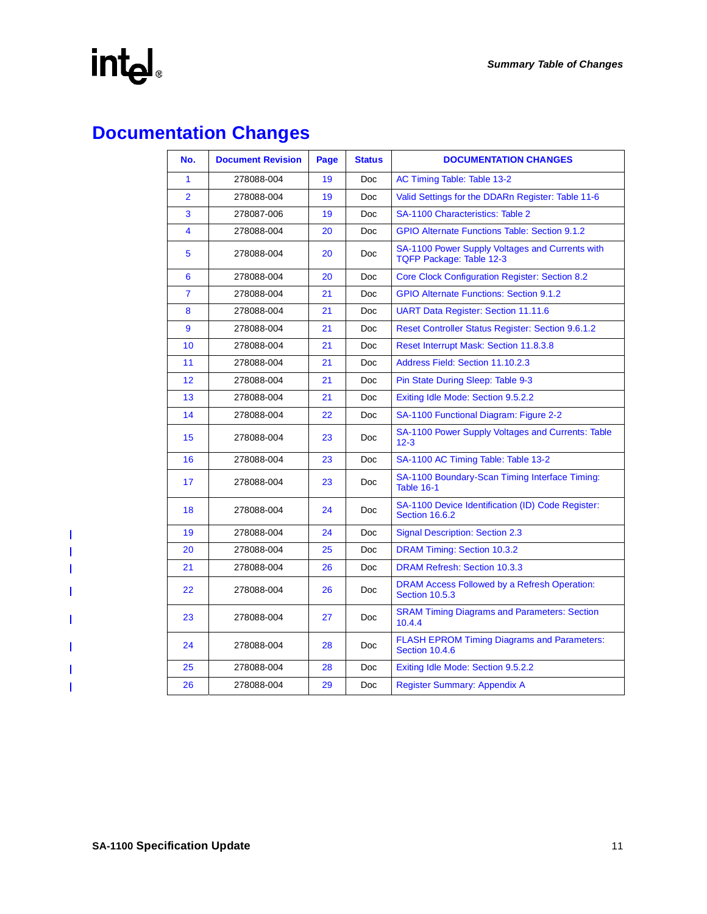# Documentation Changes

| No. | Document Revision | Page | Status | DOCUMENTATION CHANGES |
|---|---|---|---|---|
| 1 | 278088-004 | 19 | Doc | AC Timing Table: Table 13-2 |
| 2 | 278088-004 | 19 | Doc | Valid Settings for the DDARn Register: Table 11-6 |
| 3 | 278087-006 | 19 | Doc | SA-1100 Characteristics: Table 2 |
| 4 | 278088-004 | 20 | Doc | GPIO Alternate Functions Table: Section 9.1.2 |
| 5 | 278088-004 | 20 | Doc | SA-1100 Power Supply Voltages and Currents with TQFP Package: Table 12-3 |
| 6 | 278088-004 | 20 | Doc | Core Clock Configuration Register: Section 8.2 |
| 7 | 278088-004 | 21 | Doc | GPIO Alternate Functions: Section 9.1.2 |
| 8 | 278088-004 | 21 | Doc | UART Data Register: Section 11.11.6 |
| 9 | 278088-004 | 21 | Doc | Reset Controller Status Register: Section 9.6.1.2 |
| 10 | 278088-004 | 21 | Doc | Reset Interrupt Mask: Section 11.8.3.8 |
| 11 | 278088-004 | 21 | Doc | Address Field: Section 11.10.2.3 |
| 12 | 278088-004 | 21 | Doc | Pin State During Sleep: Table 9-3 |
| 13 | 278088-004 | 21 | Doc | Exiting Idle Mode: Section 9.5.2.2 |
| 14 | 278088-004 | 22 | Doc | SA-1100 Functional Diagram: Figure 2-2 |
| 15 | 278088-004 | 23 | Doc | SA-1100 Power Supply Voltages and Currents: Table 12-3 |
| 16 | 278088-004 | 23 | Doc | SA-1100 AC Timing Table: Table 13-2 |
| 17 | 278088-004 | 23 | Doc | SA-1100 Boundary-Scan Timing Interface Timing: Table 16-1 |
| 18 | 278088-004 | 24 | Doc | SA-1100 Device Identification (ID) Code Register: Section 16.6.2 |
| 19 | 278088-004 | 24 | Doc | Signal Description: Section 2.3 |
| 20 | 278088-004 | 25 | Doc | DRAM Timing: Section 10.3.2 |
| 21 | 278088-004 | 26 | Doc | DRAM Refresh: Section 10.3.3 |
| 22 | 278088-004 | 26 | Doc | DRAM Access Followed by a Refresh Operation: Section 10.5.3 |
| 23 | 278088-004 | 27 | Doc | SRAM Timing Diagrams and Parameters: Section 10.4.4 |
| 24 | 278088-004 | 28 | Doc | FLASH EPROM Timing Diagrams and Parameters: Section 10.4.6 |
| 25 | 278088-004 | 28 | Doc | Exiting Idle Mode: Section 9.5.2.2 |
| 26 | 278088-004 | 29 | Doc | Register Summary: Appendix A |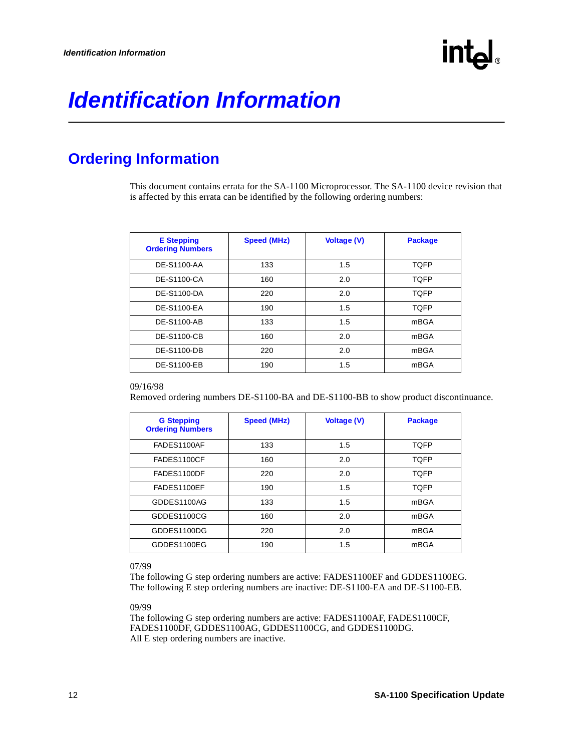# Identification Information

## Ordering Information

This document contains errata for the SA-1100 Microprocessor. The SA-1100 device revision that is affected by this errata can be identified by the following ordering numbers:

| E Stepping Ordering Numbers | Speed (MHz) | Voltage (V) | Package |
|---|---|---|---|
| DE-S1100-AA | 133 | 1.5 | TQFP |
| DE-S1100-CA | 160 | 2.0 | TQFP |
| DE-S1100-DA | 220 | 2.0 | TQFP |
| DE-S1100-EA | 190 | 1.5 | TQFP |
| DE-S1100-AB | 133 | 1.5 | mBGA |
| DE-S1100-CB | 160 | 2.0 | mBGA |
| DE-S1100-DB | 220 | 2.0 | mBGA |
| DE-S1100-EB | 190 | 1.5 | mBGA |

09/16/98
Removed ordering numbers DE-S1100-BA and DE-S1100-BB to show product discontinuance.

| G Stepping Ordering Numbers | Speed (MHz) | Voltage (V) | Package |
|---|---|---|---|
| FADES1100AF | 133 | 1.5 | TQFP |
| FADES1100CF | 160 | 2.0 | TQFP |
| FADES1100DF | 220 | 2.0 | TQFP |
| FADES1100EF | 190 | 1.5 | TQFP |
| GDDES1100AG | 133 | 1.5 | mBGA |
| GDDES1100CG | 160 | 2.0 | mBGA |
| GDDES1100DG | 220 | 2.0 | mBGA |
| GDDES1100EG | 190 | 1.5 | mBGA |

07/99
The following G step ordering numbers are active: FADES1100EF and GDDES1100EG.
The following E step ordering numbers are inactive: DE-S1100-EA and DE-S1100-EB.

09/99
The following G step ordering numbers are active: FADES1100AF, FADES1100CF, FADES1100DF, GDDES1100AG, GDDES1100CG, and GDDES1100DG.
All E step ordering numbers are inactive.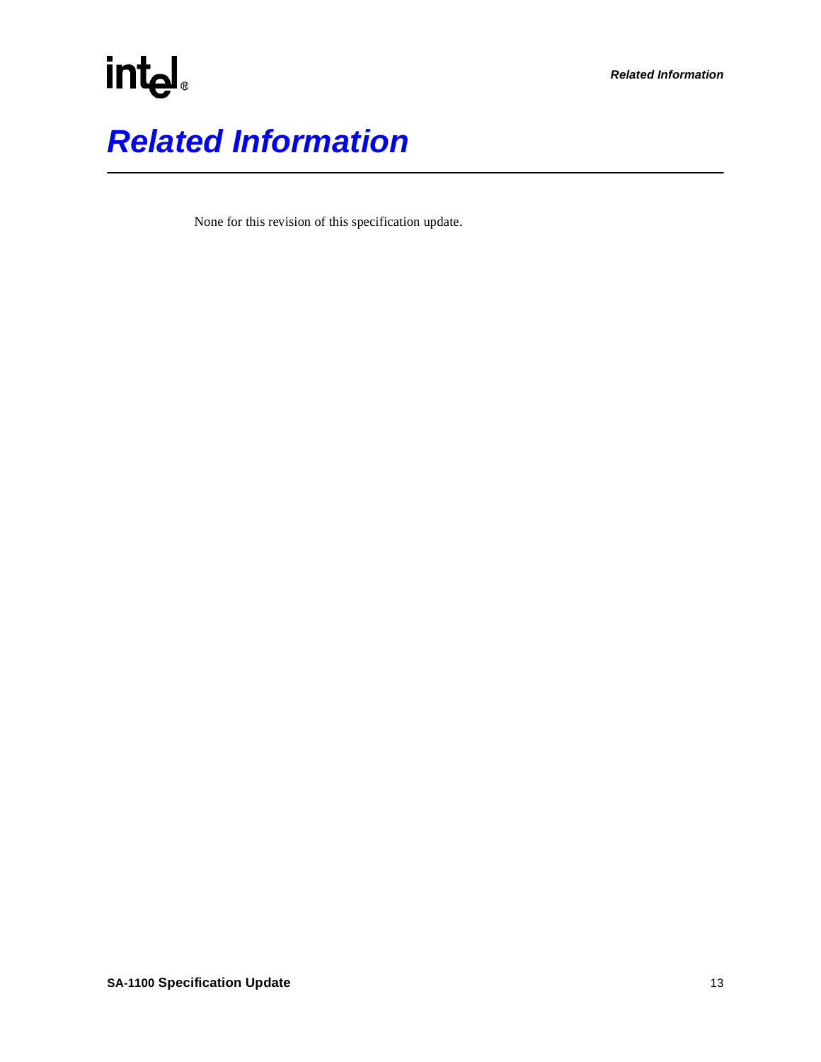# Related Information

None for this revision of this specification update.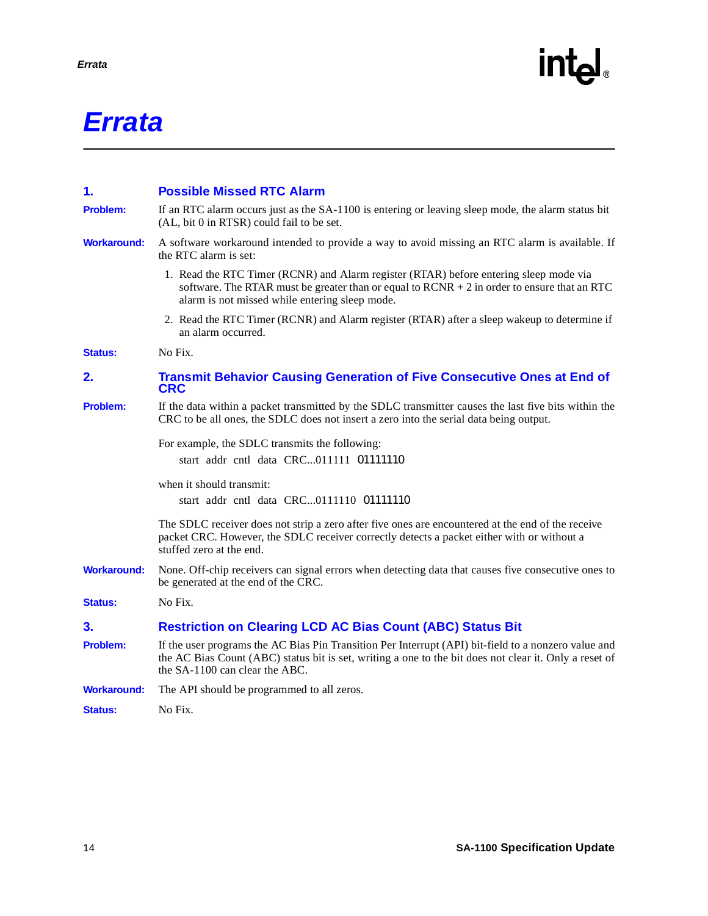# Errata

## 1. Possible Missed RTC Alarm

**Problem:** If an RTC alarm occurs just as the SA-1100 is entering or leaving sleep mode, the alarm status bit (AL, bit 0 in RTSR) could fail to be set.

**Workaround:** A software workaround intended to provide a way to avoid missing an RTC alarm is available. If the RTC alarm is set:

1. Read the RTC Timer (RCNR) and Alarm register (RTAR) before entering sleep mode via software. The RTAR must be greater than or equal to RCNR + 2 in order to ensure that an RTC alarm is not missed while entering sleep mode.
2. Read the RTC Timer (RCNR) and Alarm register (RTAR) after a sleep wakeup to determine if an alarm occurred.

**Status:** No Fix.

## 2. Transmit Behavior Causing Generation of Five Consecutive Ones at End of CRC

**Problem:** If the data within a packet transmitted by the SDLC transmitter causes the last five bits within the CRC to be all ones, the SDLC does not insert a zero into the serial data being output.

For example, the SDLC transmits the following:

start addr cntl data CRC...011111 01111110

when it should transmit:

start addr cntl data CRC...0111110 01111110

The SDLC receiver does not strip a zero after five ones are encountered at the end of the receive packet CRC. However, the SDLC receiver correctly detects a packet either with or without a stuffed zero at the end.

**Workaround:** None. Off-chip receivers can signal errors when detecting data that causes five consecutive ones to be generated at the end of the CRC.

**Status:** No Fix.

## 3. Restriction on Clearing LCD AC Bias Count (ABC) Status Bit

**Problem:** If the user programs the AC Bias Pin Transition Per Interrupt (API) bit-field to a nonzero value and the AC Bias Count (ABC) status bit is set, writing a one to the bit does not clear it. Only a reset of the SA-1100 can clear the ABC.

**Workaround:** The API should be programmed to all zeros.

**Status:** No Fix.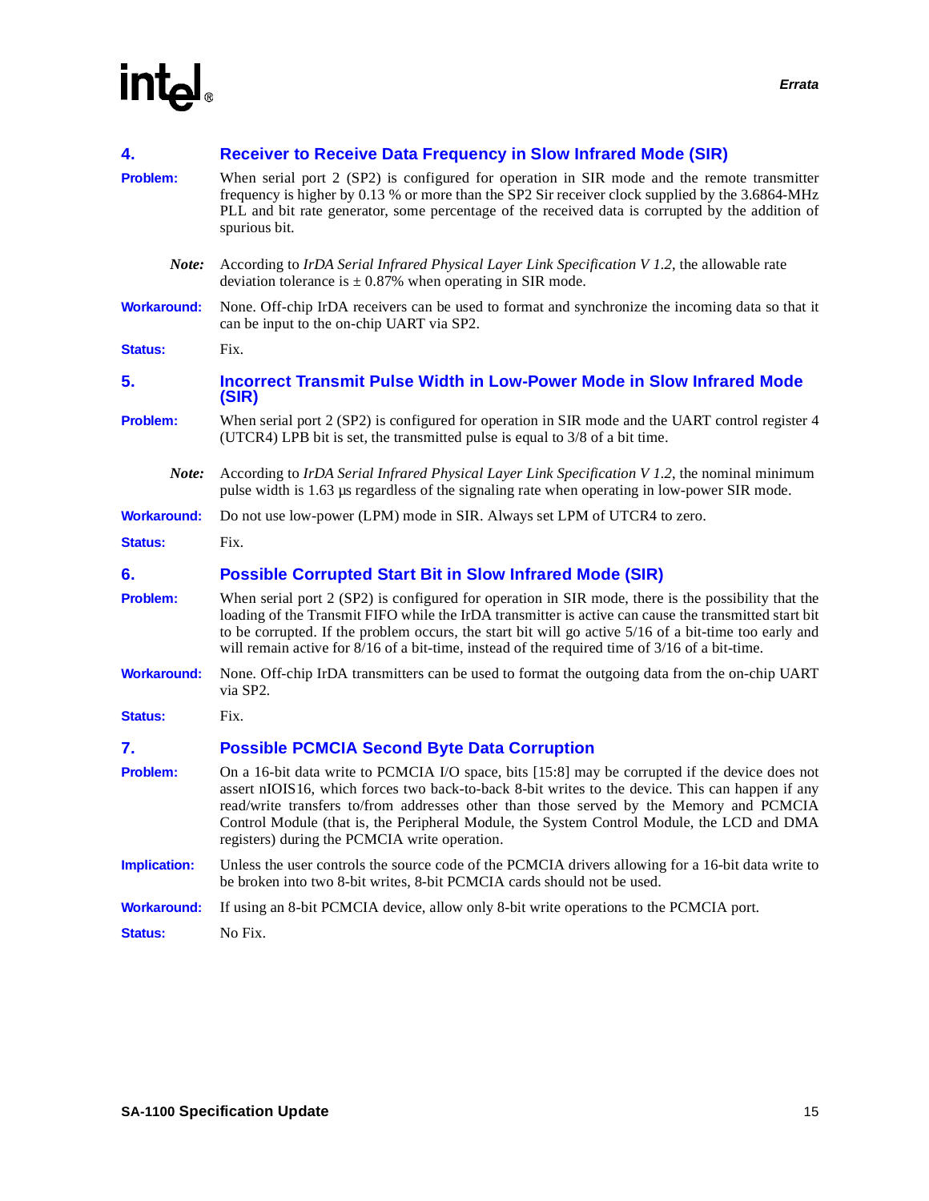### 4. Receiver to Receive Data Frequency in Slow Infrared Mode (SIR)

**Problem:** When serial port 2 (SP2) is configured for operation in SIR mode and the remote transmitter frequency is higher by 0.13 % or more than the SP2 Sir receiver clock supplied by the 3.6864-MHz PLL and bit rate generator, some percentage of the received data is corrupted by the addition of spurious bit.

***Note:*** According to *IrDA Serial Infrared Physical Layer Link Specification V 1.2*, the allowable rate deviation tolerance is ± 0.87% when operating in SIR mode.

**Workaround:** None. Off-chip IrDA receivers can be used to format and synchronize the incoming data so that it can be input to the on-chip UART via SP2.

**Status:** Fix.

### 5. Incorrect Transmit Pulse Width in Low-Power Mode in Slow Infrared Mode (SIR)

**Problem:** When serial port 2 (SP2) is configured for operation in SIR mode and the UART control register 4 (UTCR4) LPB bit is set, the transmitted pulse is equal to 3/8 of a bit time.

***Note:*** According to *IrDA Serial Infrared Physical Layer Link Specification V 1.2*, the nominal minimum pulse width is 1.63 µs regardless of the signaling rate when operating in low-power SIR mode.

**Workaround:** Do not use low-power (LPM) mode in SIR. Always set LPM of UTCR4 to zero.

**Status:** Fix.

### 6. Possible Corrupted Start Bit in Slow Infrared Mode (SIR)

**Problem:** When serial port 2 (SP2) is configured for operation in SIR mode, there is the possibility that the loading of the Transmit FIFO while the IrDA transmitter is active can cause the transmitted start bit to be corrupted. If the problem occurs, the start bit will go active 5/16 of a bit-time too early and will remain active for 8/16 of a bit-time, instead of the required time of 3/16 of a bit-time.

**Workaround:** None. Off-chip IrDA transmitters can be used to format the outgoing data from the on-chip UART via SP2.

**Status:** Fix.

### 7. Possible PCMCIA Second Byte Data Corruption

**Problem:** On a 16-bit data write to PCMCIA I/O space, bits [15:8] may be corrupted if the device does not assert nIOIS16, which forces two back-to-back 8-bit writes to the device. This can happen if any read/write transfers to/from addresses other than those served by the Memory and PCMCIA Control Module (that is, the Peripheral Module, the System Control Module, the LCD and DMA registers) during the PCMCIA write operation.

**Implication:** Unless the user controls the source code of the PCMCIA drivers allowing for a 16-bit data write to be broken into two 8-bit writes, 8-bit PCMCIA cards should not be used.

**Workaround:** If using an 8-bit PCMCIA device, allow only 8-bit write operations to the PCMCIA port.

**Status:** No Fix.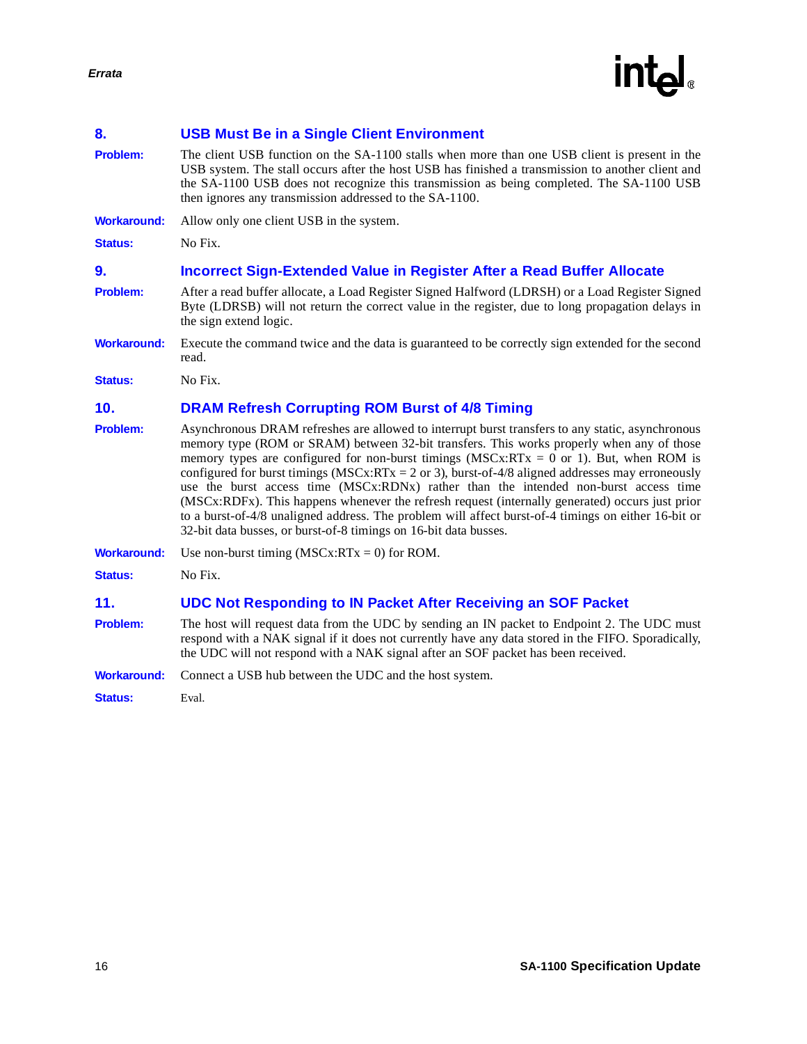### 8. USB Must Be in a Single Client Environment

**Problem:** The client USB function on the SA-1100 stalls when more than one USB client is present in the USB system. The stall occurs after the host USB has finished a transmission to another client and the SA-1100 USB does not recognize this transmission as being completed. The SA-1100 USB then ignores any transmission addressed to the SA-1100.

**Workaround:** Allow only one client USB in the system.

**Status:** No Fix.

### 9. Incorrect Sign-Extended Value in Register After a Read Buffer Allocate

**Problem:** After a read buffer allocate, a Load Register Signed Halfword (LDRSH) or a Load Register Signed Byte (LDRSB) will not return the correct value in the register, due to long propagation delays in the sign extend logic.

**Workaround:** Execute the command twice and the data is guaranteed to be correctly sign extended for the second read.

**Status:** No Fix.

### 10. DRAM Refresh Corrupting ROM Burst of 4/8 Timing

**Problem:** Asynchronous DRAM refreshes are allowed to interrupt burst transfers to any static, asynchronous memory type (ROM or SRAM) between 32-bit transfers. This works properly when any of those memory types are configured for non-burst timings (MSCx:RTx = 0 or 1). But, when ROM is configured for burst timings (MSCx:RTx = 2 or 3), burst-of-4/8 aligned addresses may erroneously use the burst access time (MSCx:RDNx) rather than the intended non-burst access time (MSCx:RDFx). This happens whenever the refresh request (internally generated) occurs just prior to a burst-of-4/8 unaligned address. The problem will affect burst-of-4 timings on either 16-bit or 32-bit data busses, or burst-of-8 timings on 16-bit data busses.

**Workaround:** Use non-burst timing (MSCx:RTx = 0) for ROM.

**Status:** No Fix.

### 11. UDC Not Responding to IN Packet After Receiving an SOF Packet

**Problem:** The host will request data from the UDC by sending an IN packet to Endpoint 2. The UDC must respond with a NAK signal if it does not currently have any data stored in the FIFO. Sporadically, the UDC will not respond with a NAK signal after an SOF packet has been received.

**Workaround:** Connect a USB hub between the UDC and the host system.

**Status:** Eval.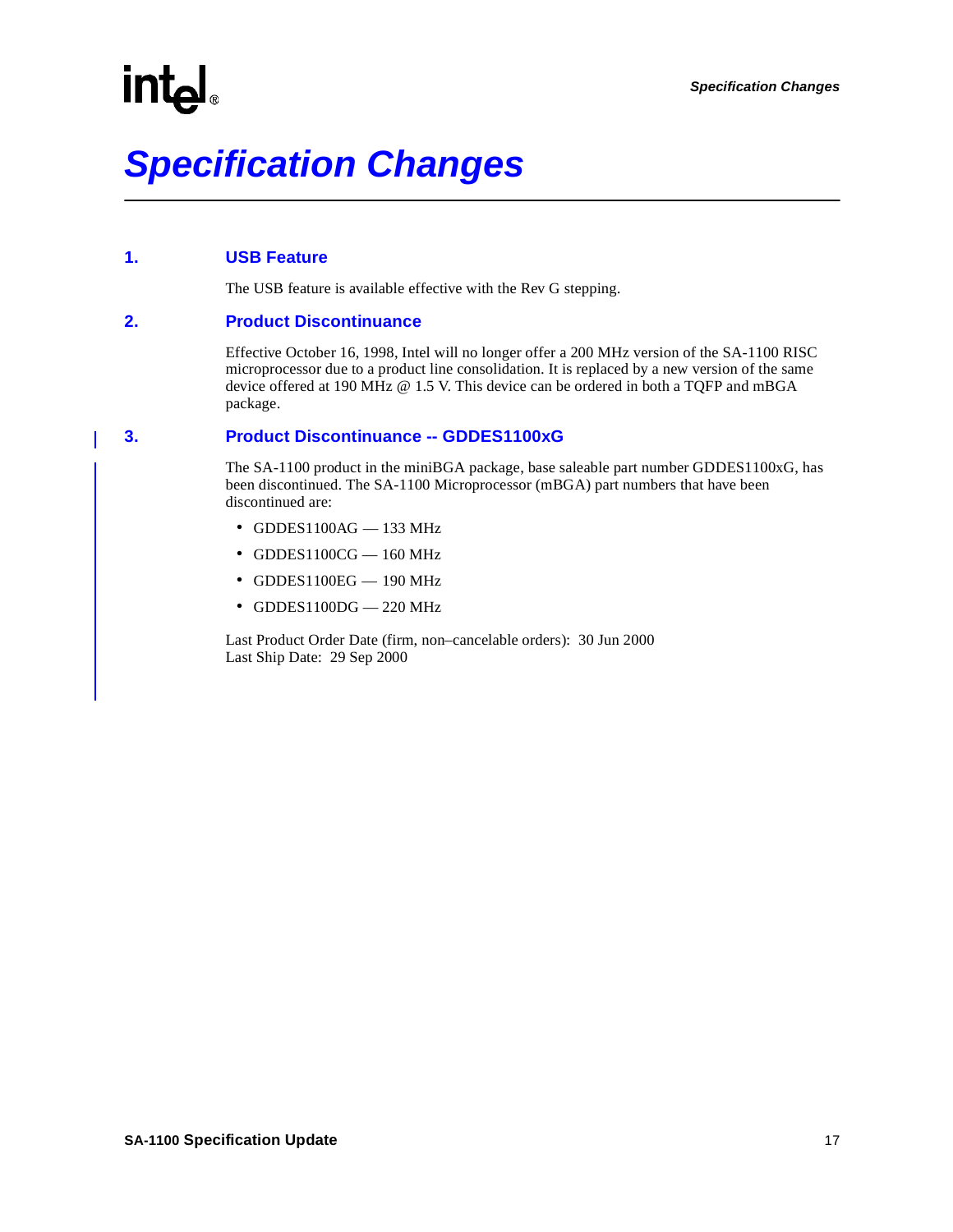# Specification Changes

## 1. USB Feature

The USB feature is available effective with the Rev G stepping.

## 2. Product Discontinuance

Effective October 16, 1998, Intel will no longer offer a 200 MHz version of the SA-1100 RISC microprocessor due to a product line consolidation. It is replaced by a new version of the same device offered at 190 MHz @ 1.5 V. This device can be ordered in both a TQFP and mBGA package.

## 3. Product Discontinuance -- GDDES1100xG

The SA-1100 product in the miniBGA package, base saleable part number GDDES1100xG, has been discontinued. The SA-1100 Microprocessor (mBGA) part numbers that have been discontinued are:

- GDDES1100AG — 133 MHz
- GDDES1100CG — 160 MHz
- GDDES1100EG — 190 MHz
- GDDES1100DG — 220 MHz

Last Product Order Date (firm, non–cancelable orders): 30 Jun 2000
Last Ship Date: 29 Sep 2000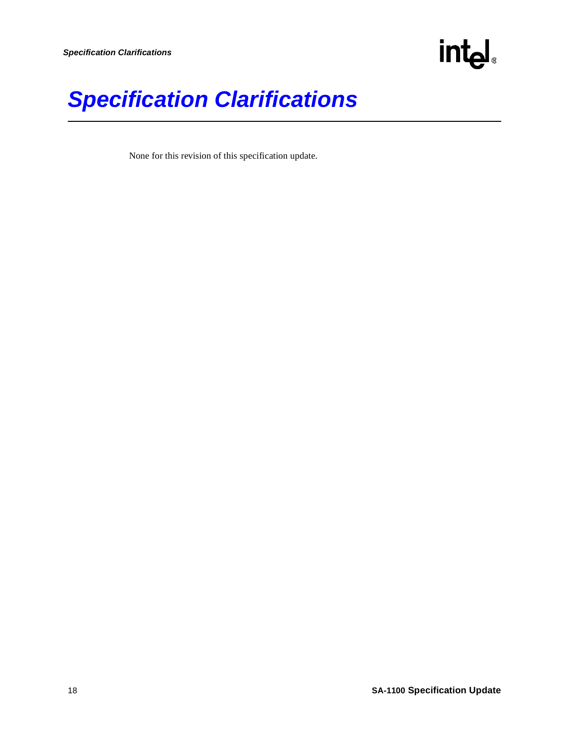# Specification Clarifications

None for this revision of this specification update.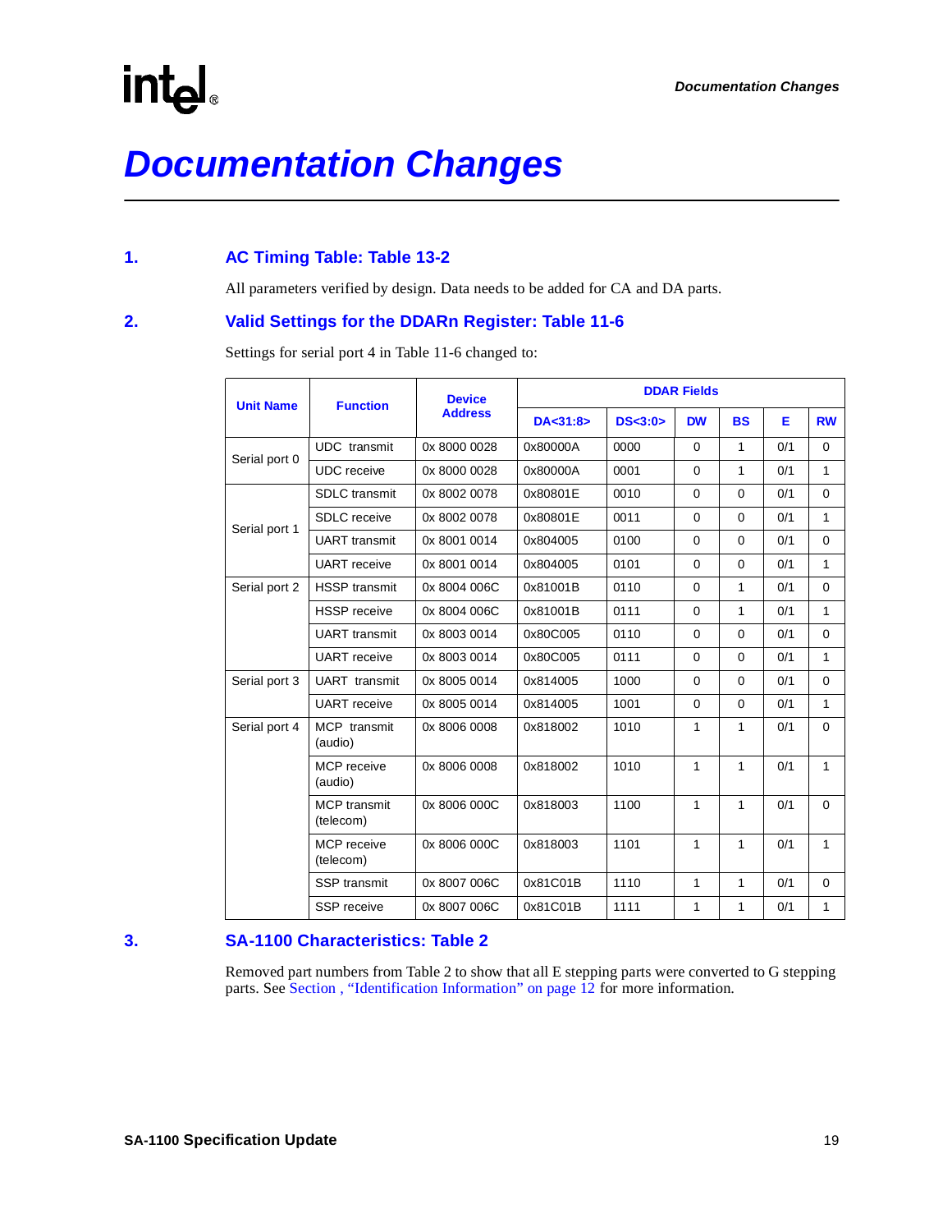# Documentation Changes

## 1. AC Timing Table: Table 13-2

All parameters verified by design. Data needs to be added for CA and DA parts.

## 2. Valid Settings for the DDARn Register: Table 11-6

Settings for serial port 4 in Table 11-6 changed to:

| Unit Name | Function | Device Address | DDAR Fields | | | | | |
|---|---|---|---|---|---|---|---|---|
| | | | DA<31:8> | DS<3:0> | DW | BS | E | RW |
| Serial port 0 | UDC transmit | 0x 8000 0028 | 0x80000A | 0000 | 0 | 1 | 0/1 | 0 |
| | UDC receive | 0x 8000 0028 | 0x80000A | 0001 | 0 | 1 | 0/1 | 1 |
| Serial port 1 | SDLC transmit | 0x 8002 0078 | 0x80801E | 0010 | 0 | 0 | 0/1 | 0 |
| | SDLC receive | 0x 8002 0078 | 0x80801E | 0011 | 0 | 0 | 0/1 | 1 |
| | UART transmit | 0x 8001 0014 | 0x804005 | 0100 | 0 | 0 | 0/1 | 0 |
| | UART receive | 0x 8001 0014 | 0x804005 | 0101 | 0 | 0 | 0/1 | 1 |
| Serial port 2 | HSSP transmit | 0x 8004 006C | 0x81001B | 0110 | 0 | 1 | 0/1 | 0 |
| | HSSP receive | 0x 8004 006C | 0x81001B | 0111 | 0 | 1 | 0/1 | 1 |
| | UART transmit | 0x 8003 0014 | 0x80C005 | 0110 | 0 | 0 | 0/1 | 0 |
| | UART receive | 0x 8003 0014 | 0x80C005 | 0111 | 0 | 0 | 0/1 | 1 |
| Serial port 3 | UART transmit | 0x 8005 0014 | 0x814005 | 1000 | 0 | 0 | 0/1 | 0 |
| | UART receive | 0x 8005 0014 | 0x814005 | 1001 | 0 | 0 | 0/1 | 1 |
| Serial port 4 | MCP transmit (audio) | 0x 8006 0008 | 0x818002 | 1010 | 1 | 1 | 0/1 | 0 |
| | MCP receive (audio) | 0x 8006 0008 | 0x818002 | 1010 | 1 | 1 | 0/1 | 1 |
| | MCP transmit (telecom) | 0x 8006 000C | 0x818003 | 1100 | 1 | 1 | 0/1 | 0 |
| | MCP receive (telecom) | 0x 8006 000C | 0x818003 | 1101 | 1 | 1 | 0/1 | 1 |
| | SSP transmit | 0x 8007 006C | 0x81C01B | 1110 | 1 | 1 | 0/1 | 0 |
| | SSP receive | 0x 8007 006C | 0x81C01B | 1111 | 1 | 1 | 0/1 | 1 |

## 3. SA-1100 Characteristics: Table 2

Removed part numbers from Table 2 to show that all E stepping parts were converted to G stepping parts. See Section , "Identification Information" on page 12 for more information.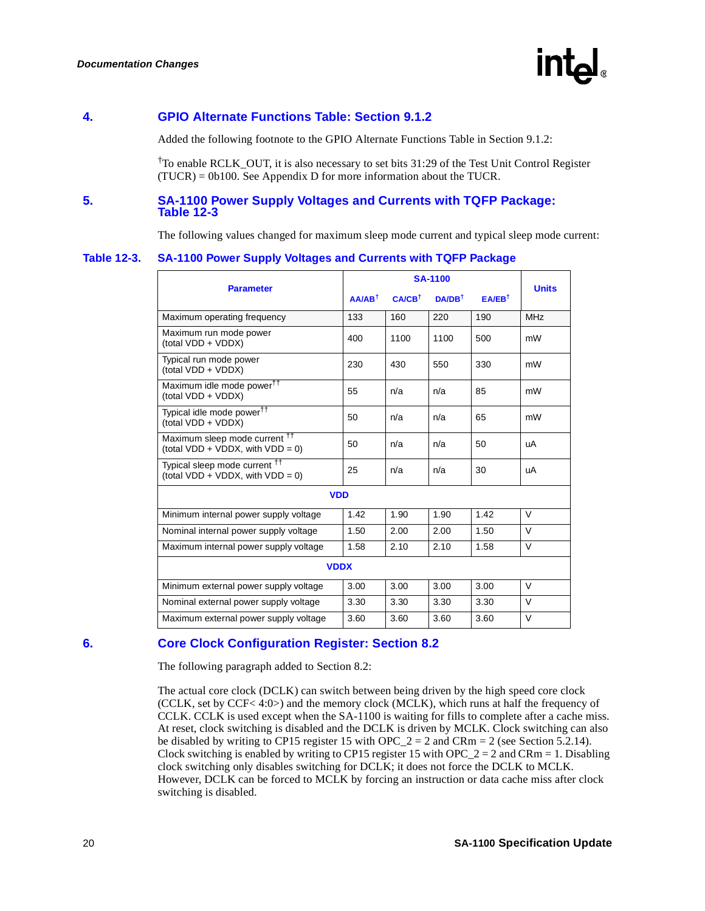## 4. GPIO Alternate Functions Table: Section 9.1.2

Added the following footnote to the GPIO Alternate Functions Table in Section 9.1.2:

†To enable RCLK_OUT, it is also necessary to set bits 31:29 of the Test Unit Control Register (TUCR) = 0b100. See Appendix D for more information about the TUCR.

## 5. SA-1100 Power Supply Voltages and Currents with TQFP Package: Table 12-3

The following values changed for maximum sleep mode current and typical sleep mode current:

**Table 12-3. SA-1100 Power Supply Voltages and Currents with TQFP Package**

| Parameter | SA-1100 | | | | Units |
|---|---|---|---|---|---|
| | AA/AB† | CA/CB† | DA/DB† | EA/EB† | |
| Maximum operating frequency | 133 | 160 | 220 | 190 | MHz |
| Maximum run mode power (total VDD + VDDX) | 400 | 1100 | 1100 | 500 | mW |
| Typical run mode power (total VDD + VDDX) | 230 | 430 | 550 | 330 | mW |
| Maximum idle mode power†† (total VDD + VDDX) | 55 | n/a | n/a | 85 | mW |
| Typical idle mode power†† (total VDD + VDDX) | 50 | n/a | n/a | 65 | mW |
| Maximum sleep mode current †† (total VDD + VDDX, with VDD = 0) | 50 | n/a | n/a | 50 | uA |
| Typical sleep mode current †† (total VDD + VDDX, with VDD = 0) | 25 | n/a | n/a | 30 | uA |
| **VDD** | | | | | |
| Minimum internal power supply voltage | 1.42 | 1.90 | 1.90 | 1.42 | V |
| Nominal internal power supply voltage | 1.50 | 2.00 | 2.00 | 1.50 | V |
| Maximum internal power supply voltage | 1.58 | 2.10 | 2.10 | 1.58 | V |
| **VDDX** | | | | | |
| Minimum external power supply voltage | 3.00 | 3.00 | 3.00 | 3.00 | V |
| Nominal external power supply voltage | 3.30 | 3.30 | 3.30 | 3.30 | V |
| Maximum external power supply voltage | 3.60 | 3.60 | 3.60 | 3.60 | V |

## 6. Core Clock Configuration Register: Section 8.2

The following paragraph added to Section 8.2:

The actual core clock (DCLK) can switch between being driven by the high speed core clock (CCLK, set by CCF< 4:0>) and the memory clock (MCLK), which runs at half the frequency of CCLK. CCLK is used except when the SA-1100 is waiting for fills to complete after a cache miss. At reset, clock switching is disabled and the DCLK is driven by MCLK. Clock switching can also be disabled by writing to CP15 register 15 with OPC_2 = 2 and CRm = 2 (see Section 5.2.14). Clock switching is enabled by writing to CP15 register 15 with OPC_2 = 2 and CRm = 1. Disabling clock switching only disables switching for DCLK; it does not force the DCLK to MCLK. However, DCLK can be forced to MCLK by forcing an instruction or data cache miss after clock switching is disabled.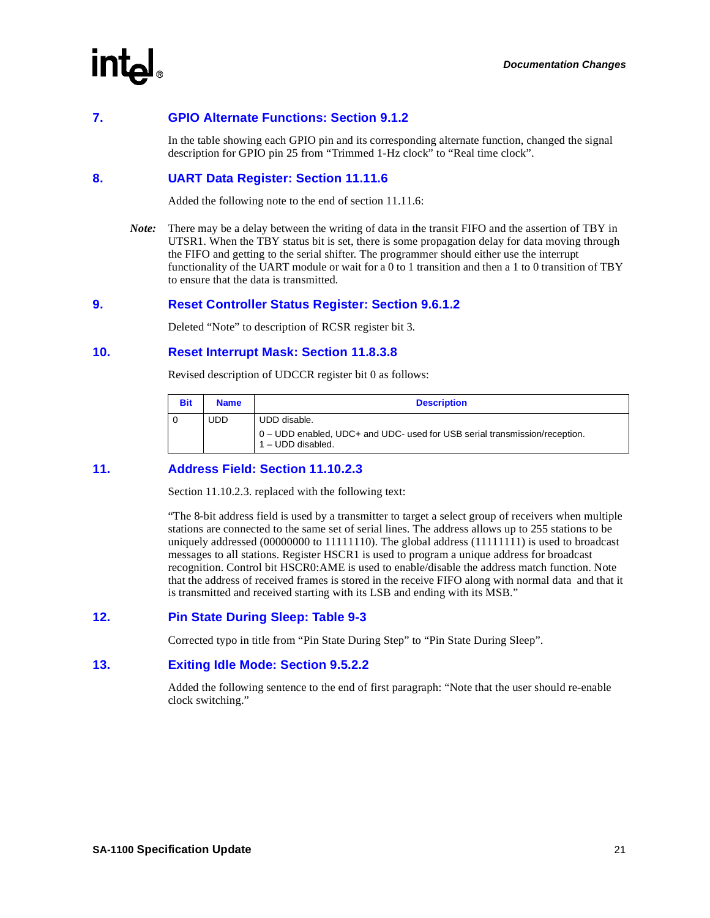## 7. GPIO Alternate Functions: Section 9.1.2

In the table showing each GPIO pin and its corresponding alternate function, changed the signal description for GPIO pin 25 from “Trimmed 1-Hz clock” to “Real time clock”.

## 8. UART Data Register: Section 11.11.6

Added the following note to the end of section 11.11.6:

***Note:*** There may be a delay between the writing of data in the transit FIFO and the assertion of TBY in UTSR1. When the TBY status bit is set, there is some propagation delay for data moving through the FIFO and getting to the serial shifter. The programmer should either use the interrupt functionality of the UART module or wait for a 0 to 1 transition and then a 1 to 0 transition of TBY to ensure that the data is transmitted.

## 9. Reset Controller Status Register: Section 9.6.1.2

Deleted “Note” to description of RCSR register bit 3.

## 10. Reset Interrupt Mask: Section 11.8.3.8

Revised description of UDCCR register bit 0 as follows:

| Bit | Name | Description |
|---|---|---|
| 0 | UDD | UDD disable.<br>0 – UDD enabled, UDC+ and UDC- used for USB serial transmission/reception.<br>1 – UDD disabled. |

## 11. Address Field: Section 11.10.2.3

Section 11.10.2.3. replaced with the following text:

“The 8-bit address field is used by a transmitter to target a select group of receivers when multiple stations are connected to the same set of serial lines. The address allows up to 255 stations to be uniquely addressed (00000000 to 11111110). The global address (11111111) is used to broadcast messages to all stations. Register HSCR1 is used to program a unique address for broadcast recognition. Control bit HSCR0:AME is used to enable/disable the address match function. Note that the address of received frames is stored in the receive FIFO along with normal data and that it is transmitted and received starting with its LSB and ending with its MSB.”

## 12. Pin State During Sleep: Table 9-3

Corrected typo in title from “Pin State During Step” to “Pin State During Sleep”.

## 13. Exiting Idle Mode: Section 9.5.2.2

Added the following sentence to the end of first paragraph: “Note that the user should re-enable clock switching.”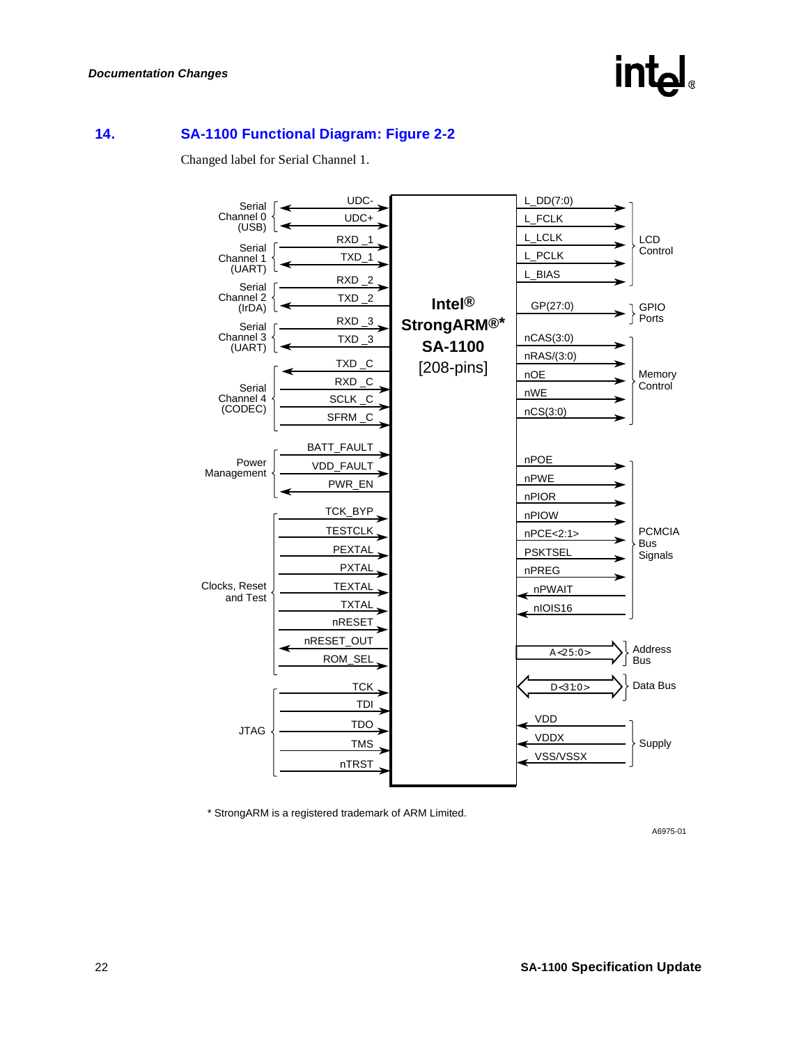## 14. SA-1100 Functional Diagram: Figure 2-2

Changed label for Serial Channel 1.

**Serial Channel 0 (USB):** UDC-, UDC+

**Serial Channel 1 (UART):** RXD _1, TXD _1

**Serial Channel 2 (IrDA):** RXD _2, TXD _2

**Serial Channel 3 (UART):** RXD _3, TXD _3

**Serial Channel 4 (CODEC):** TXD _C, RXD _C, SCLK _C, SFRM _C

**Power Management:** BATT_FAULT, VDD_FAULT, PWR_EN

**Clocks, Reset and Test:** TCK_BYP, TESTCLK, PEXTAL, PXTAL, TEXTAL, TXTAL, nRESET, nRESET_OUT, ROM_SEL

**JTAG:** TCK, TDI, TDO, TMS, nTRST

**Intel® StrongARM®\* SA-1100 [208-pins]**

**LCD Control:** L_DD(7:0), L_FCLK, L_LCLK, L_PCLK, L_BIAS

**GPIO Ports:** GP(27:0)

**Memory Control:** nCAS(3:0), nRAS/(3:0), nOE, nWE, nCS(3:0)

**PCMCIA Bus Signals:** nPOE, nPWE, nPIOR, nPIOW, nPCE<2:1>, PSKTSEL, nPREG, nPWAIT, nIOIS16

**Address Bus:** A<25:0>

**Data Bus:** D<31:0>

**Supply:** VDD, VDDX, VSS/VSSX

\* StrongARM is a registered trademark of ARM Limited.

A6975-01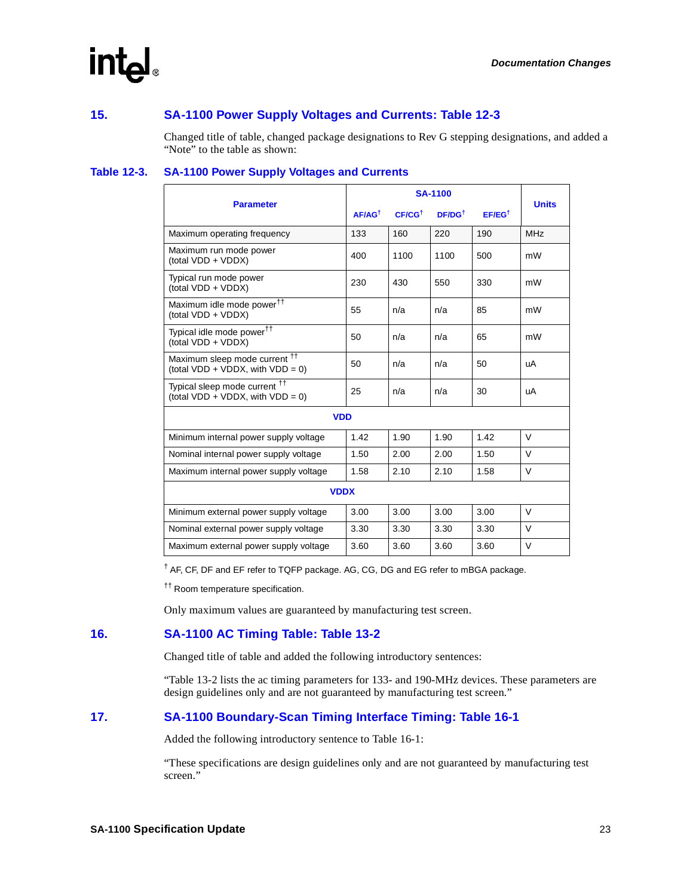## 15. SA-1100 Power Supply Voltages and Currents: Table 12-3

Changed title of table, changed package designations to Rev G stepping designations, and added a "Note" to the table as shown:

**Table 12-3. SA-1100 Power Supply Voltages and Currents**

| Parameter | SA-1100 | | | | Units |
|---|---|---|---|---|---|
| | AF/AG† | CF/CG† | DF/DG† | EF/EG† | |
| Maximum operating frequency | 133 | 160 | 220 | 190 | MHz |
| Maximum run mode power (total VDD + VDDX) | 400 | 1100 | 1100 | 500 | mW |
| Typical run mode power (total VDD + VDDX) | 230 | 430 | 550 | 330 | mW |
| Maximum idle mode power†† (total VDD + VDDX) | 55 | n/a | n/a | 85 | mW |
| Typical idle mode power†† (total VDD + VDDX) | 50 | n/a | n/a | 65 | mW |
| Maximum sleep mode current †† (total VDD + VDDX, with VDD = 0) | 50 | n/a | n/a | 50 | uA |
| Typical sleep mode current †† (total VDD + VDDX, with VDD = 0) | 25 | n/a | n/a | 30 | uA |
| **VDD** | | | | | |
| Minimum internal power supply voltage | 1.42 | 1.90 | 1.90 | 1.42 | V |
| Nominal internal power supply voltage | 1.50 | 2.00 | 2.00 | 1.50 | V |
| Maximum internal power supply voltage | 1.58 | 2.10 | 2.10 | 1.58 | V |
| **VDDX** | | | | | |
| Minimum external power supply voltage | 3.00 | 3.00 | 3.00 | 3.00 | V |
| Nominal external power supply voltage | 3.30 | 3.30 | 3.30 | 3.30 | V |
| Maximum external power supply voltage | 3.60 | 3.60 | 3.60 | 3.60 | V |

† AF, CF, DF and EF refer to TQFP package. AG, CG, DG and EG refer to mBGA package.

†† Room temperature specification.

Only maximum values are guaranteed by manufacturing test screen.

## 16. SA-1100 AC Timing Table: Table 13-2

Changed title of table and added the following introductory sentences:

"Table 13-2 lists the ac timing parameters for 133- and 190-MHz devices. These parameters are design guidelines only and are not guaranteed by manufacturing test screen."

## 17. SA-1100 Boundary-Scan Timing Interface Timing: Table 16-1

Added the following introductory sentence to Table 16-1:

"These specifications are design guidelines only and are not guaranteed by manufacturing test screen."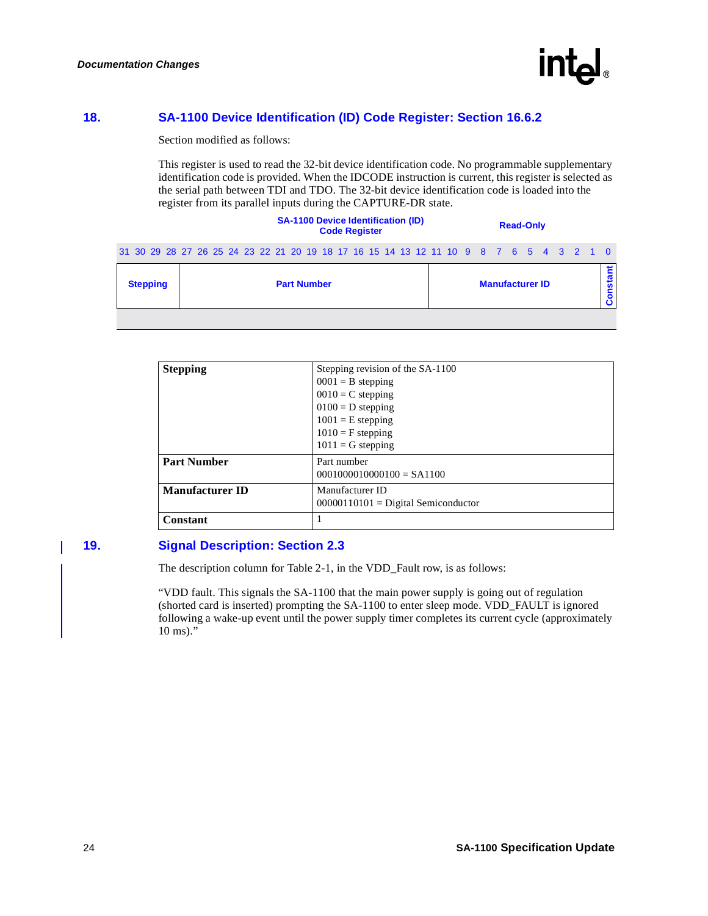## 18. SA-1100 Device Identification (ID) Code Register: Section 16.6.2

Section modified as follows:

This register is used to read the 32-bit device identification code. No programmable supplementary identification code is provided. When the IDCODE instruction is current, this register is selected as the serial path between TDI and TDO. The 32-bit device identification code is loaded into the register from its parallel inputs during the CAPTURE-DR state.

**SA-1100 Device Identification (ID) Code Register** — **Read-Only**

| 31–28 | 27–12 | 11–1 | 0 |
|---|---|---|---|
| Stepping | Part Number | Manufacturer ID | Constant |

| | |
|---|---|
| **Stepping** | Stepping revision of the SA-1100<br>0001 = B stepping<br>0010 = C stepping<br>0100 = D stepping<br>1001 = E stepping<br>1010 = F stepping<br>1011 = G stepping |
| **Part Number** | Part number<br>0001000010000100 = SA1100 |
| **Manufacturer ID** | Manufacturer ID<br>00000110101 = Digital Semiconductor |
| **Constant** | 1 |

## 19. Signal Description: Section 2.3

The description column for Table 2-1, in the VDD_Fault row, is as follows:

"VDD fault. This signals the SA-1100 that the main power supply is going out of regulation (shorted card is inserted) prompting the SA-1100 to enter sleep mode. VDD_FAULT is ignored following a wake-up event until the power supply timer completes its current cycle (approximately 10 ms)."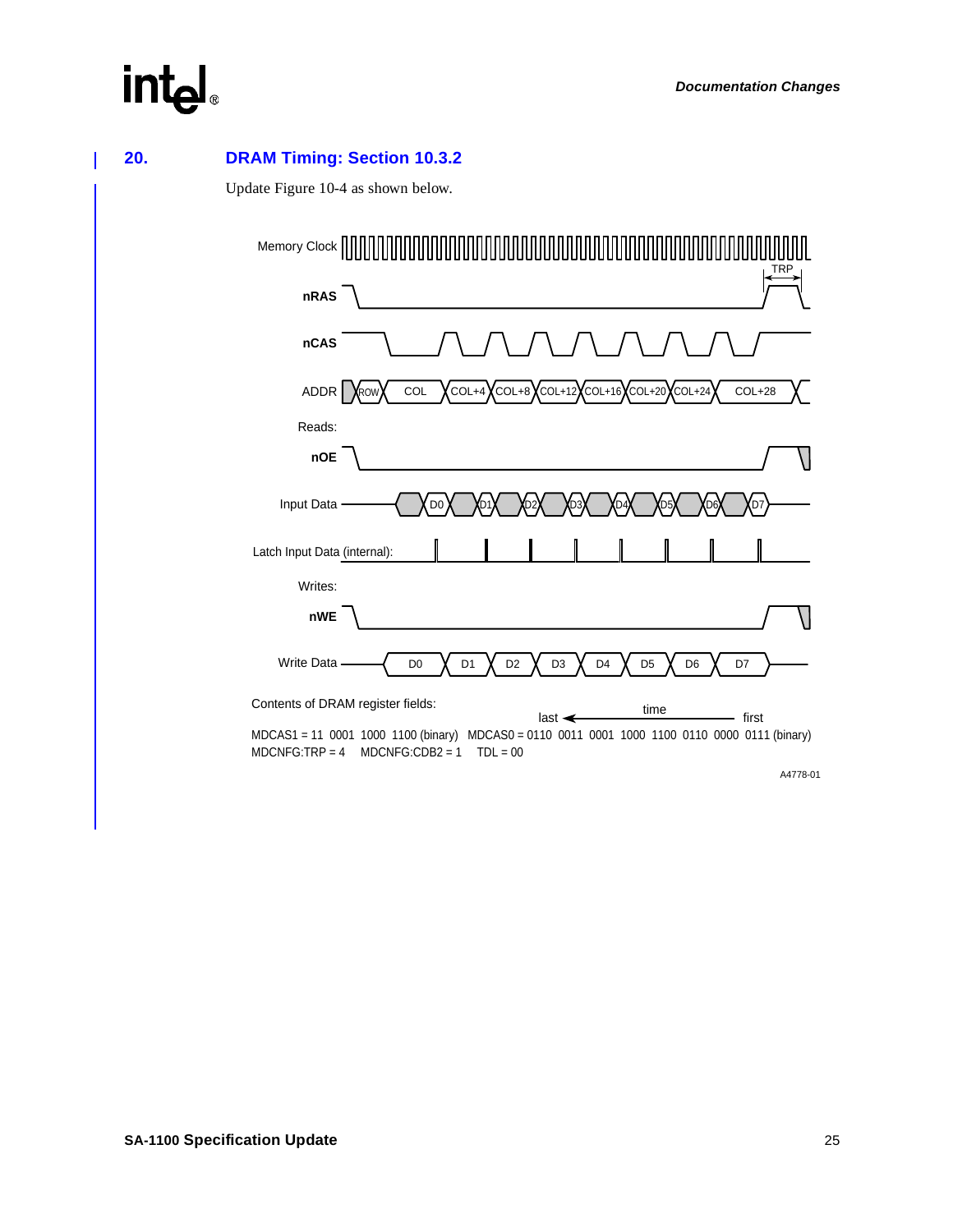## 20. DRAM Timing: Section 10.3.2

Update Figure 10-4 as shown below.

Memory Clock

TRP

nRAS

nCAS

ADDR ROW COL COL+4 COL+8 COL+12 COL+16 COL+20 COL+24 COL+28

Reads:

nOE

Input Data D0 D1 D2 D3 D4 D5 D6 D7

Latch Input Data (internal):

Writes:

nWE

Write Data D0 D1 D2 D3 D4 D5 D6 D7

Contents of DRAM register fields:

last ← time — first

MDCAS1 = 11 0001 1000 1100 (binary) MDCAS0 = 0110 0011 0001 1000 1100 0110 0000 0111 (binary)
MDCNFG:TRP = 4 MDCNFG:CDB2 = 1 TDL = 00

A4778-01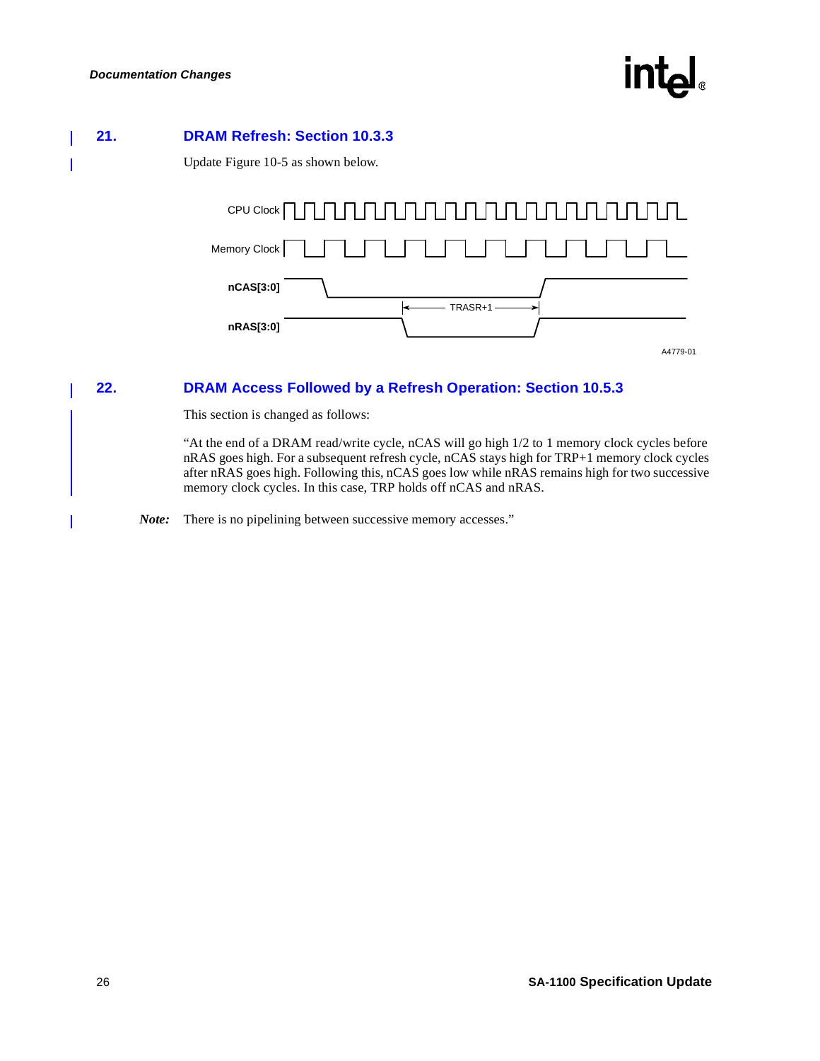## 21. DRAM Refresh: Section 10.3.3

Update Figure 10-5 as shown below.

CPU Clock

Memory Clock

nCAS[3:0]

TRASR+1

nRAS[3:0]

A4779-01

## 22. DRAM Access Followed by a Refresh Operation: Section 10.5.3

This section is changed as follows:

"At the end of a DRAM read/write cycle, nCAS will go high 1/2 to 1 memory clock cycles before nRAS goes high. For a subsequent refresh cycle, nCAS stays high for TRP+1 memory clock cycles after nRAS goes high. Following this, nCAS goes low while nRAS remains high for two successive memory clock cycles. In this case, TRP holds off nCAS and nRAS.

***Note:*** There is no pipelining between successive memory accesses."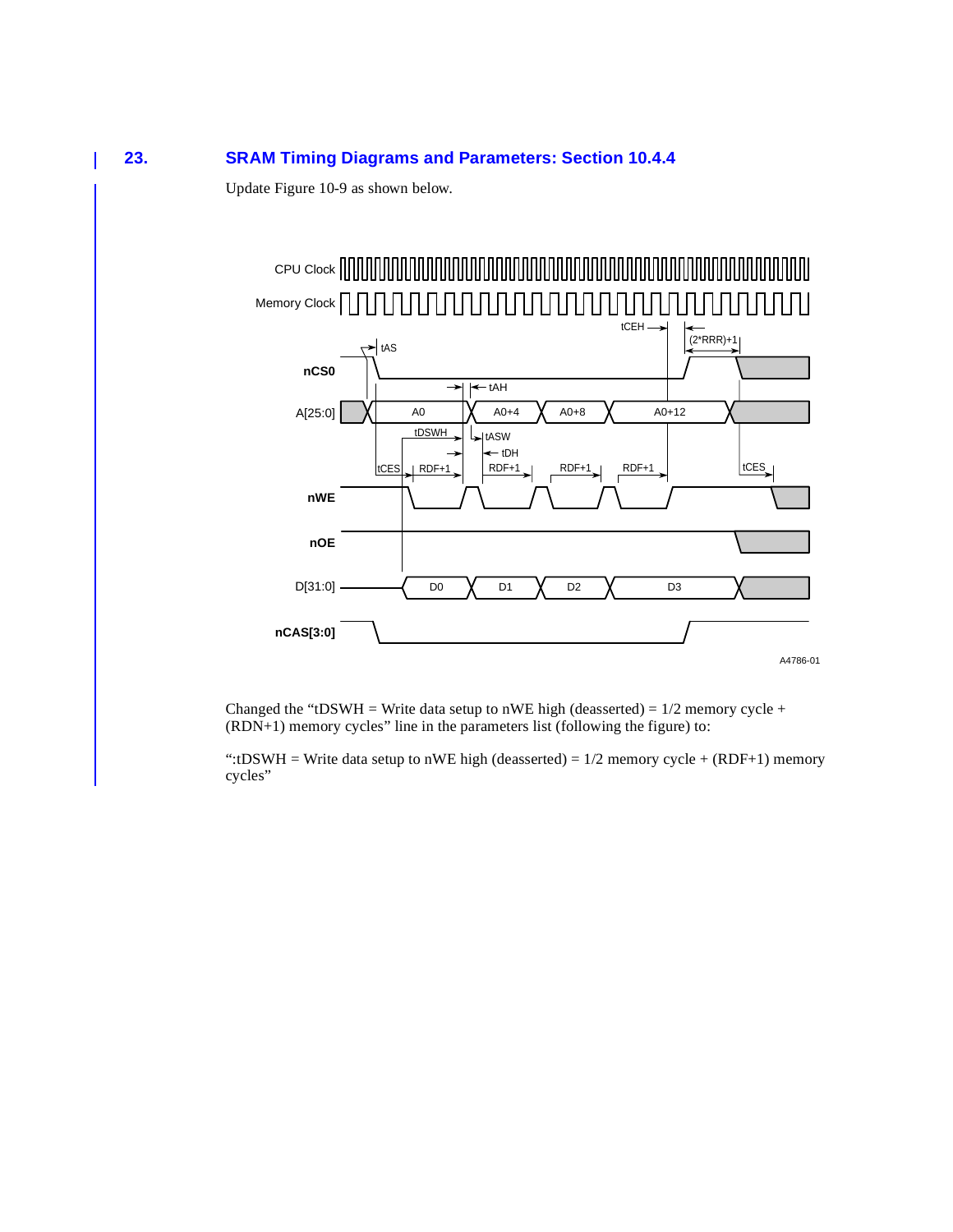## 23. SRAM Timing Diagrams and Parameters: Section 10.4.4

Update Figure 10-9 as shown below.

Changed the “tDSWH = Write data setup to nWE high (deasserted) = 1/2 memory cycle + (RDN+1) memory cycles” line in the parameters list (following the figure) to:

“:tDSWH = Write data setup to nWE high (deasserted) = 1/2 memory cycle + (RDF+1) memory cycles”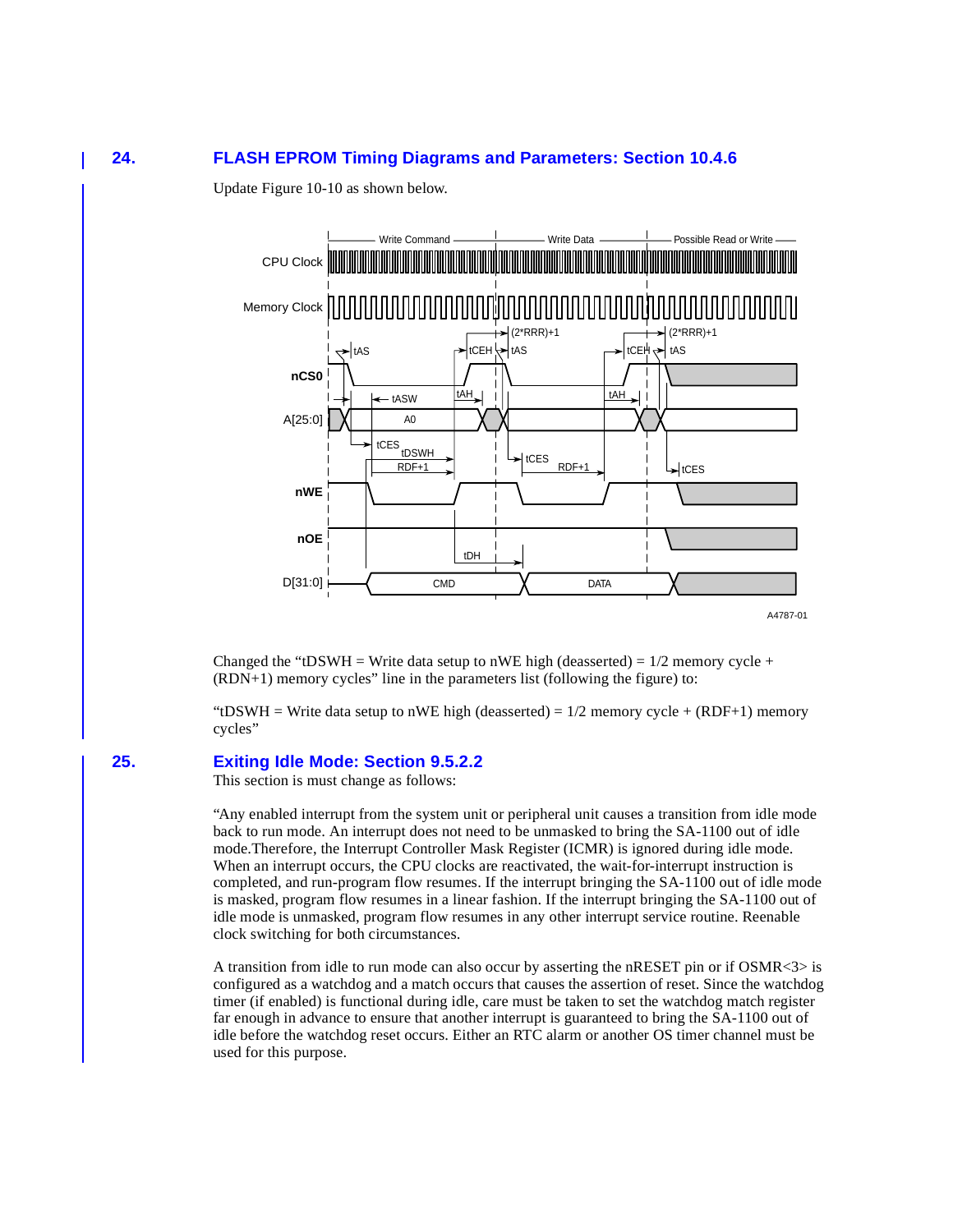## 24. FLASH EPROM Timing Diagrams and Parameters: Section 10.4.6

Update Figure 10-10 as shown below.

Changed the "tDSWH = Write data setup to nWE high (deasserted) = 1/2 memory cycle + (RDN+1) memory cycles" line in the parameters list (following the figure) to:

"tDSWH = Write data setup to nWE high (deasserted) = 1/2 memory cycle + (RDF+1) memory cycles"

## 25. Exiting Idle Mode: Section 9.5.2.2

This section is must change as follows:

"Any enabled interrupt from the system unit or peripheral unit causes a transition from idle mode back to run mode. An interrupt does not need to be unmasked to bring the SA-1100 out of idle mode.Therefore, the Interrupt Controller Mask Register (ICMR) is ignored during idle mode. When an interrupt occurs, the CPU clocks are reactivated, the wait-for-interrupt instruction is completed, and run-program flow resumes. If the interrupt bringing the SA-1100 out of idle mode is masked, program flow resumes in a linear fashion. If the interrupt bringing the SA-1100 out of idle mode is unmasked, program flow resumes in any other interrupt service routine. Reenable clock switching for both circumstances.

A transition from idle to run mode can also occur by asserting the nRESET pin or if OSMR<3> is configured as a watchdog and a match occurs that causes the assertion of reset. Since the watchdog timer (if enabled) is functional during idle, care must be taken to set the watchdog match register far enough in advance to ensure that another interrupt is guaranteed to bring the SA-1100 out of idle before the watchdog reset occurs. Either an RTC alarm or another OS timer channel must be used for this purpose.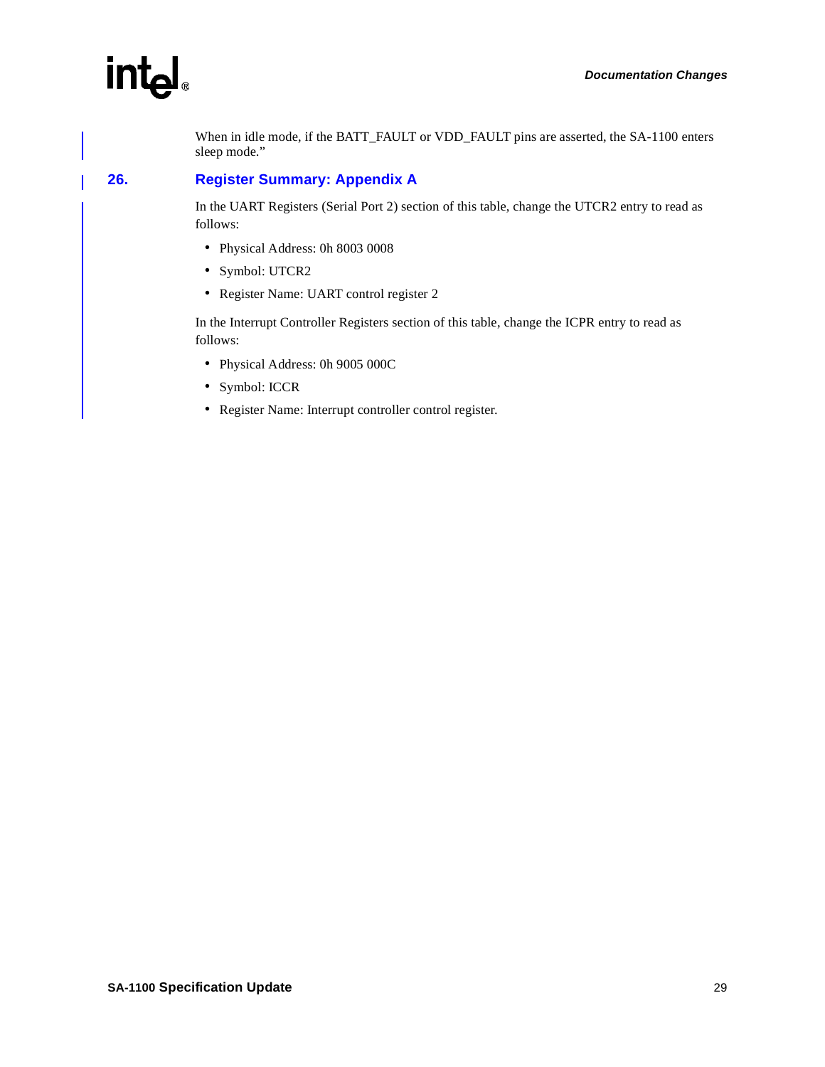When in idle mode, if the BATT_FAULT or VDD_FAULT pins are asserted, the SA-1100 enters sleep mode."

## 26. Register Summary: Appendix A

In the UART Registers (Serial Port 2) section of this table, change the UTCR2 entry to read as follows:

- Physical Address: 0h 8003 0008
- Symbol: UTCR2
- Register Name: UART control register 2

In the Interrupt Controller Registers section of this table, change the ICPR entry to read as follows:

- Physical Address: 0h 9005 000C
- Symbol: ICCR
- Register Name: Interrupt controller control register.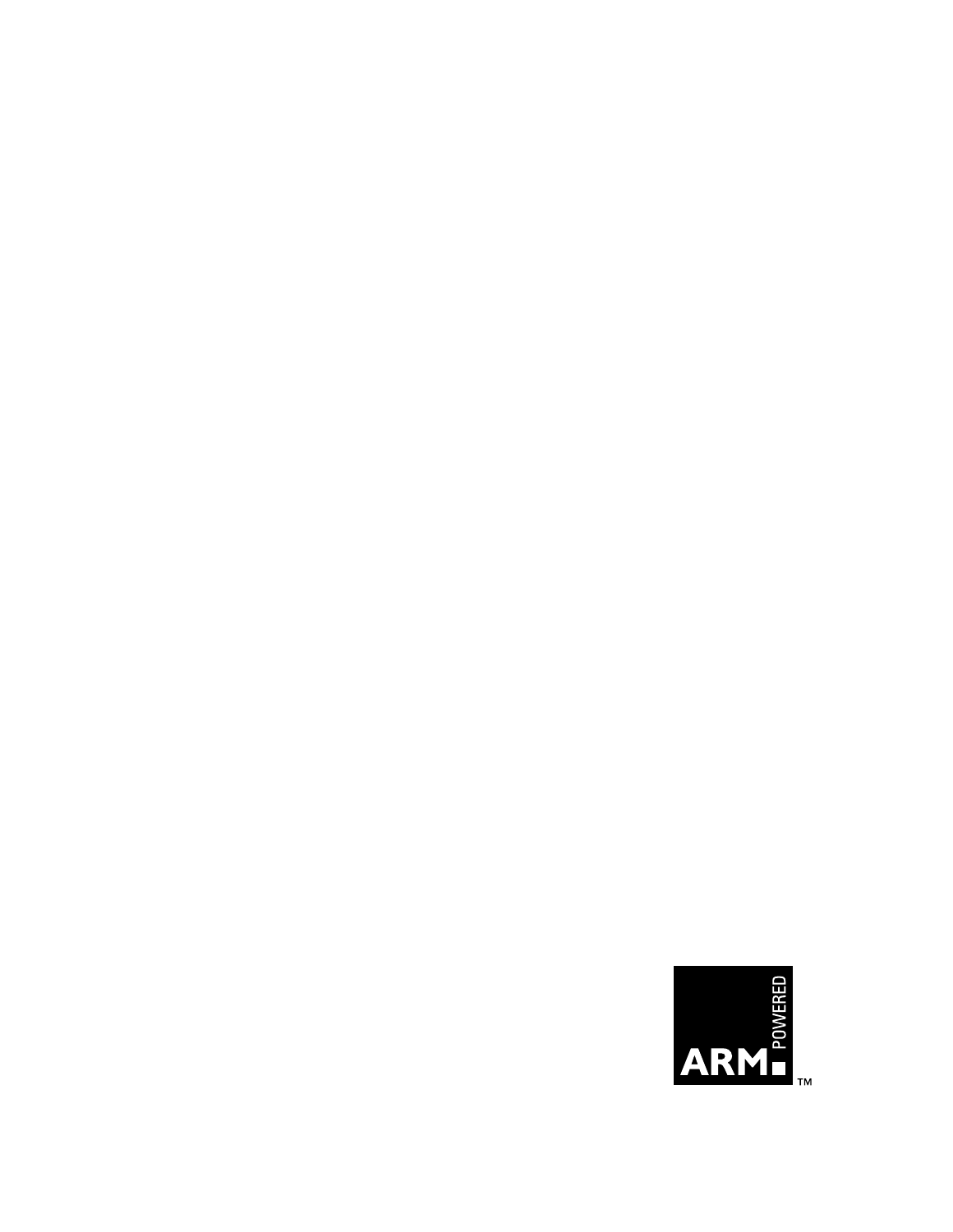POWERED

ARM ™